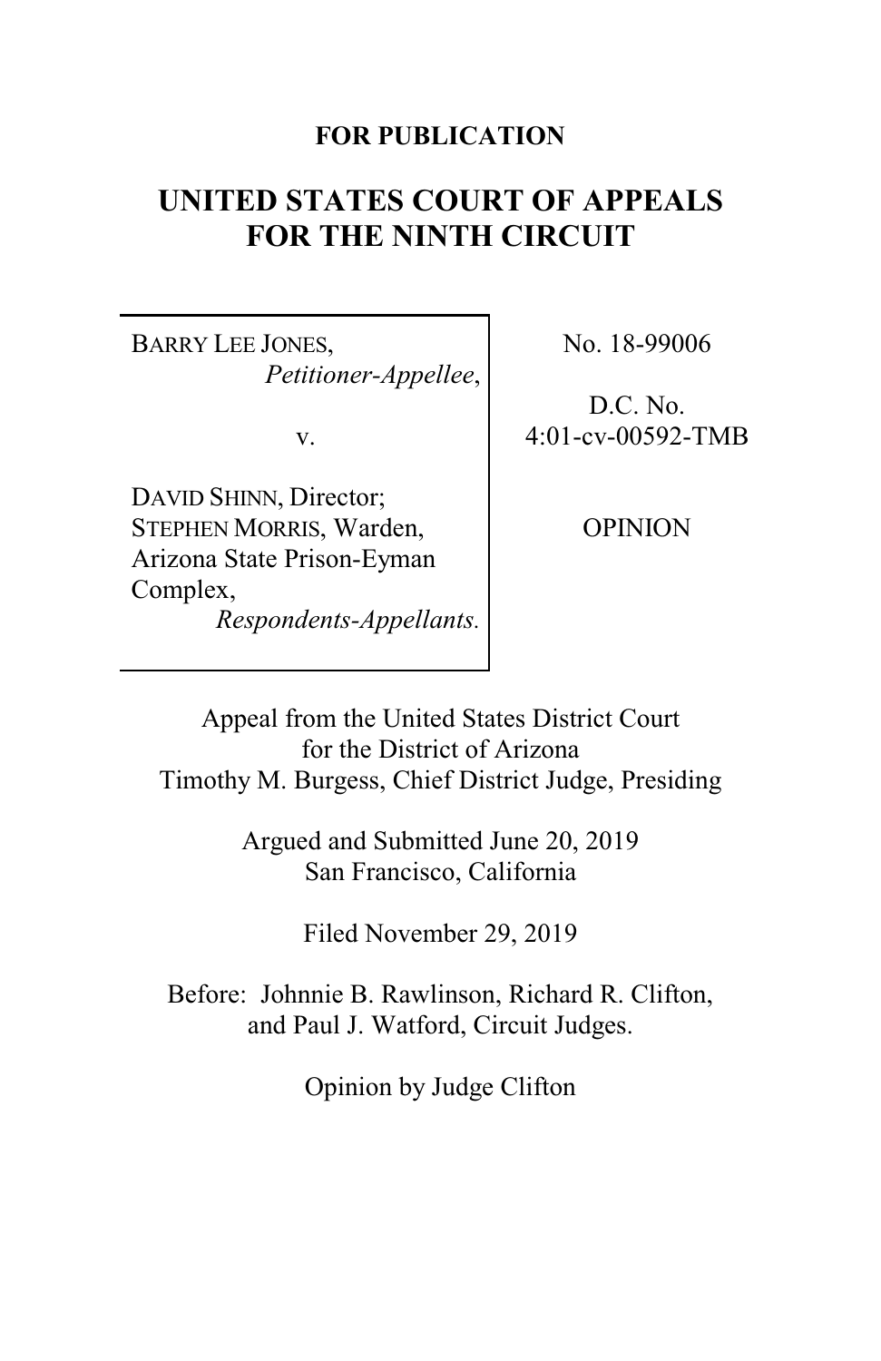**FOR PUBLICATION**

# UNITED STATES COURT OF APPEALS FOR THE NINTH CIRCUIT

| | |
|---|---|
| BARRY LEE JONES, *Petitioner-Appellee*, v. DAVID SHINN, Director; STEPHEN MORRIS, Warden, Arizona State Prison-Eyman Complex, *Respondents-Appellants.* | No. 18-99006 D.C. No. 4:01-cv-00592-TMB OPINION |

Appeal from the United States District Court
for the District of Arizona
Timothy M. Burgess, Chief District Judge, Presiding

Argued and Submitted June 20, 2019
San Francisco, California

Filed November 29, 2019

Before: Johnnie B. Rawlinson, Richard R. Clifton, and Paul J. Watford, Circuit Judges.

Opinion by Judge Clifton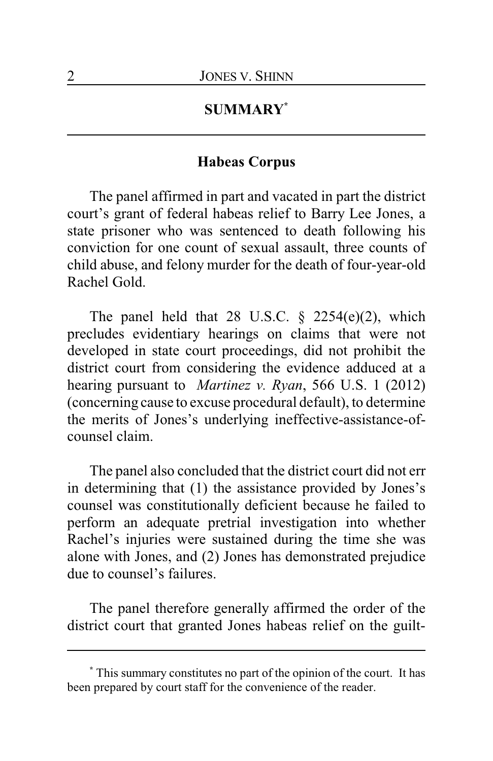## SUMMARY[*]

### Habeas Corpus

The panel affirmed in part and vacated in part the district court's grant of federal habeas relief to Barry Lee Jones, a state prisoner who was sentenced to death following his conviction for one count of sexual assault, three counts of child abuse, and felony murder for the death of four-year-old Rachel Gold.

The panel held that 28 U.S.C. § 2254(e)(2), which precludes evidentiary hearings on claims that were not developed in state court proceedings, did not prohibit the district court from considering the evidence adduced at a hearing pursuant to *Martinez v. Ryan*, 566 U.S. 1 (2012) (concerning cause to excuse procedural default), to determine the merits of Jones's underlying ineffective-assistance-of-counsel claim.

The panel also concluded that the district court did not err in determining that (1) the assistance provided by Jones's counsel was constitutionally deficient because he failed to perform an adequate pretrial investigation into whether Rachel's injuries were sustained during the time she was alone with Jones, and (2) Jones has demonstrated prejudice due to counsel's failures.

The panel therefore generally affirmed the order of the district court that granted Jones habeas relief on the guilt-

---

[*] This summary constitutes no part of the opinion of the court. It has been prepared by court staff for the convenience of the reader.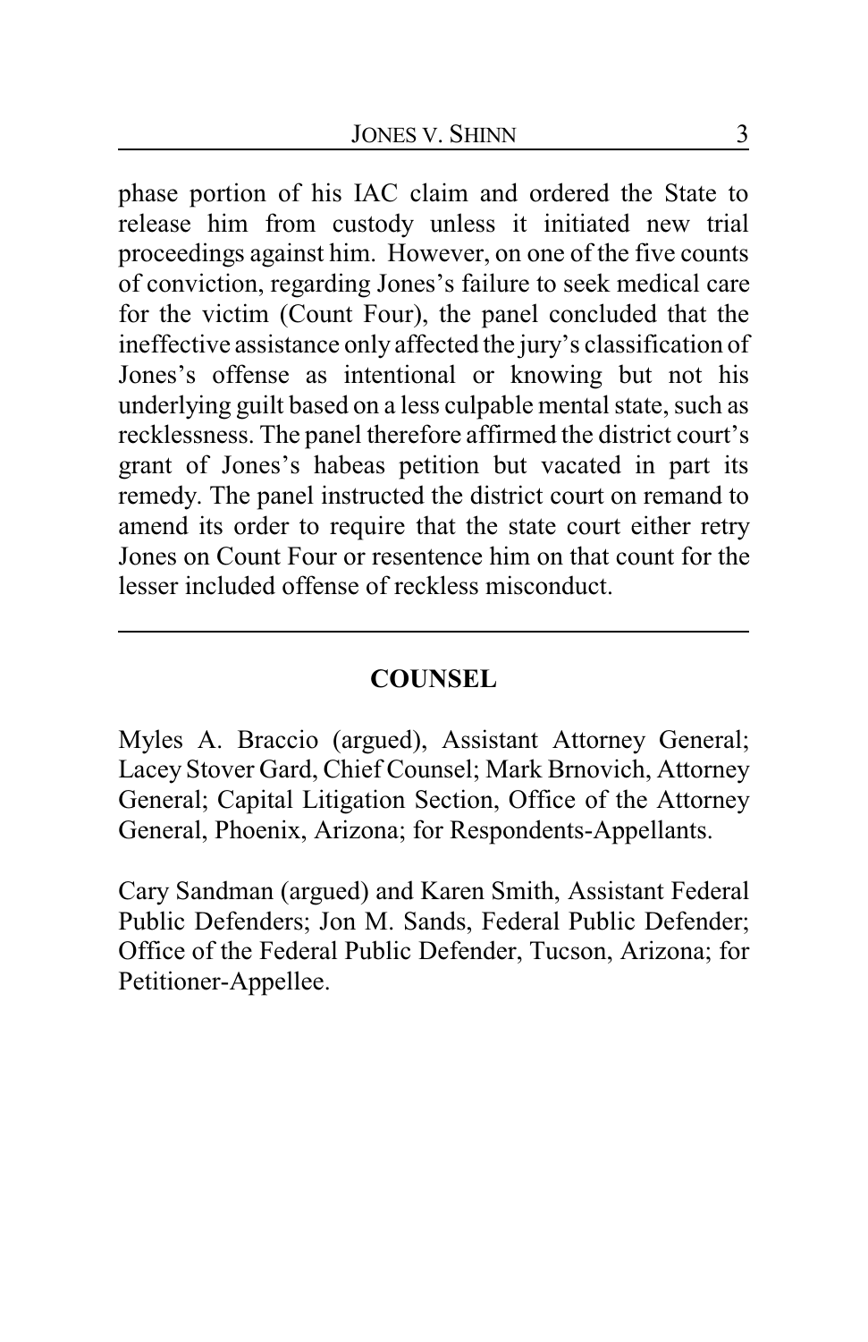phase portion of his IAC claim and ordered the State to release him from custody unless it initiated new trial proceedings against him. However, on one of the five counts of conviction, regarding Jones's failure to seek medical care for the victim (Count Four), the panel concluded that the ineffective assistance only affected the jury's classification of Jones's offense as intentional or knowing but not his underlying guilt based on a less culpable mental state, such as recklessness. The panel therefore affirmed the district court's grant of Jones's habeas petition but vacated in part its remedy. The panel instructed the district court on remand to amend its order to require that the state court either retry Jones on Count Four or resentence him on that count for the lesser included offense of reckless misconduct.

---

## COUNSEL

Myles A. Braccio (argued), Assistant Attorney General; Lacey Stover Gard, Chief Counsel; Mark Brnovich, Attorney General; Capital Litigation Section, Office of the Attorney General, Phoenix, Arizona; for Respondents-Appellants.

Cary Sandman (argued) and Karen Smith, Assistant Federal Public Defenders; Jon M. Sands, Federal Public Defender; Office of the Federal Public Defender, Tucson, Arizona; for Petitioner-Appellee.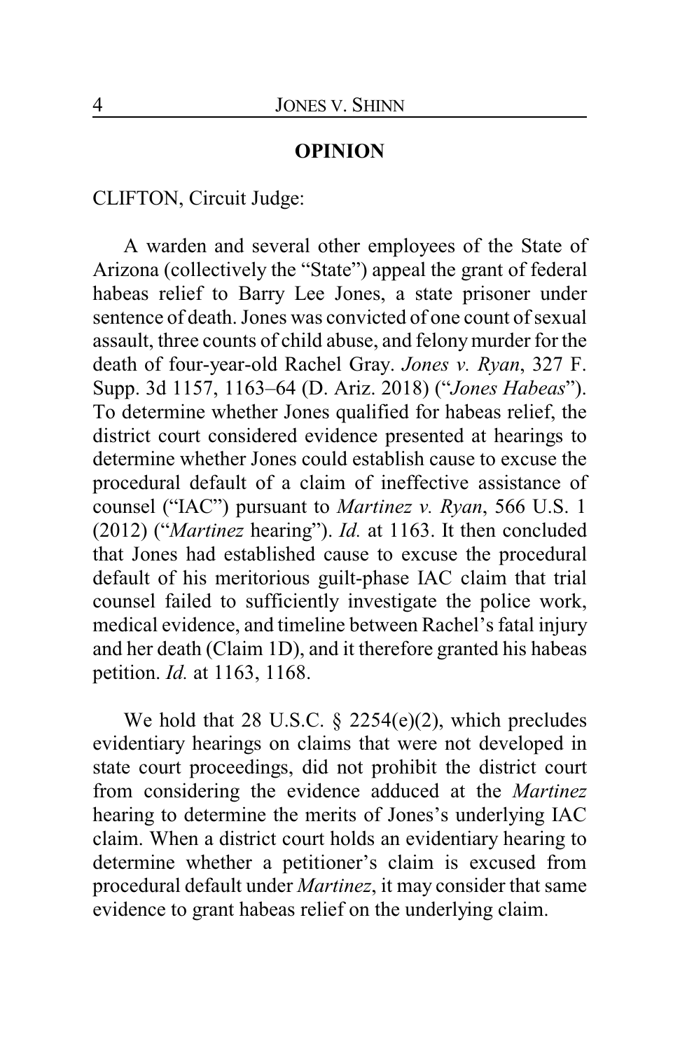## OPINION

CLIFTON, Circuit Judge:

A warden and several other employees of the State of Arizona (collectively the "State") appeal the grant of federal habeas relief to Barry Lee Jones, a state prisoner under sentence of death. Jones was convicted of one count of sexual assault, three counts of child abuse, and felony murder for the death of four-year-old Rachel Gray. *Jones v. Ryan*, 327 F. Supp. 3d 1157, 1163–64 (D. Ariz. 2018) ("*Jones Habeas*"). To determine whether Jones qualified for habeas relief, the district court considered evidence presented at hearings to determine whether Jones could establish cause to excuse the procedural default of a claim of ineffective assistance of counsel ("IAC") pursuant to *Martinez v. Ryan*, 566 U.S. 1 (2012) ("*Martinez* hearing"). *Id.* at 1163. It then concluded that Jones had established cause to excuse the procedural default of his meritorious guilt-phase IAC claim that trial counsel failed to sufficiently investigate the police work, medical evidence, and timeline between Rachel's fatal injury and her death (Claim 1D), and it therefore granted his habeas petition. *Id.* at 1163, 1168.

We hold that 28 U.S.C. § 2254(e)(2), which precludes evidentiary hearings on claims that were not developed in state court proceedings, did not prohibit the district court from considering the evidence adduced at the *Martinez* hearing to determine the merits of Jones's underlying IAC claim. When a district court holds an evidentiary hearing to determine whether a petitioner's claim is excused from procedural default under *Martinez*, it may consider that same evidence to grant habeas relief on the underlying claim.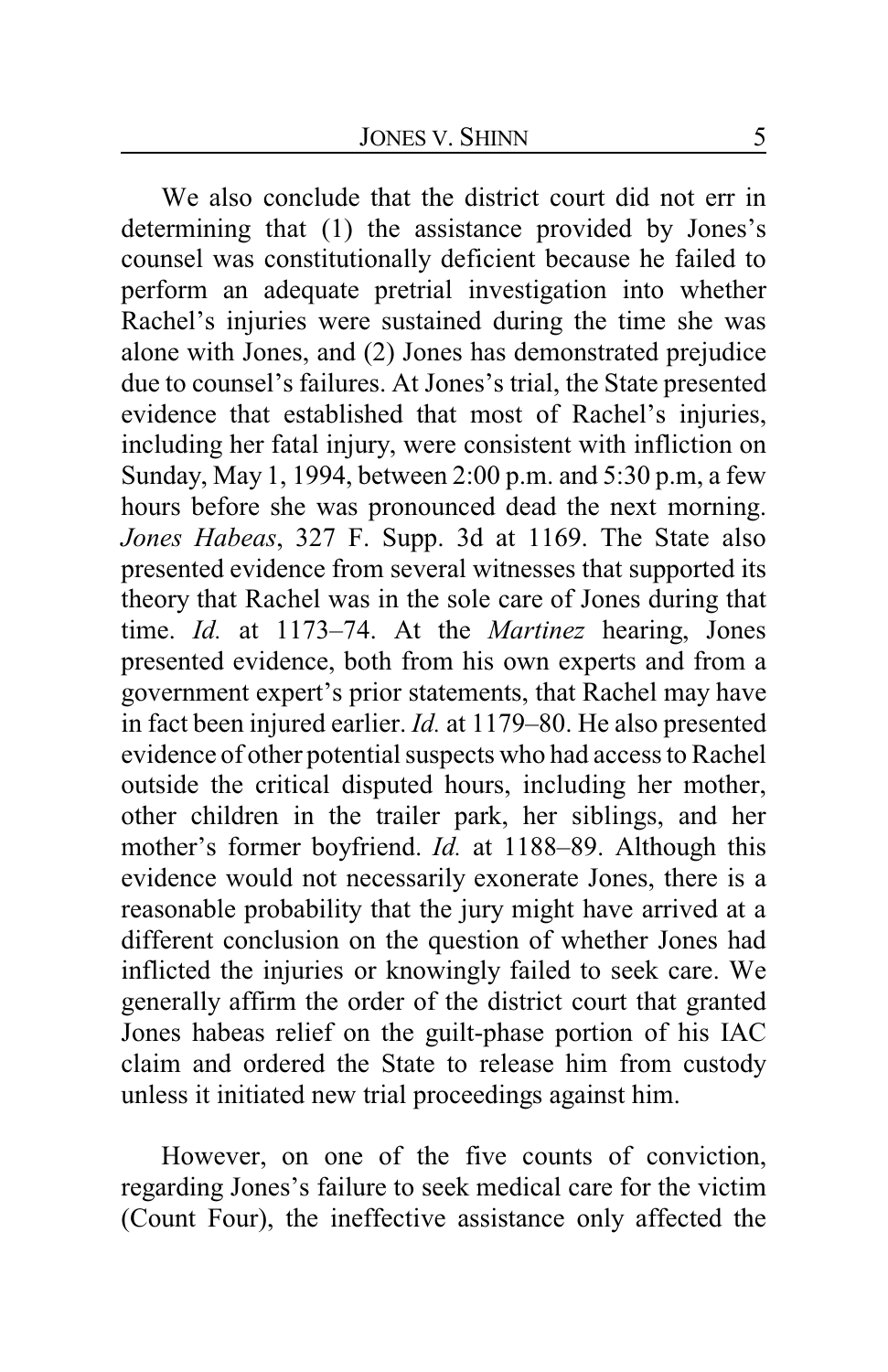We also conclude that the district court did not err in determining that (1) the assistance provided by Jones's counsel was constitutionally deficient because he failed to perform an adequate pretrial investigation into whether Rachel's injuries were sustained during the time she was alone with Jones, and (2) Jones has demonstrated prejudice due to counsel's failures. At Jones's trial, the State presented evidence that established that most of Rachel's injuries, including her fatal injury, were consistent with infliction on Sunday, May 1, 1994, between 2:00 p.m. and 5:30 p.m, a few hours before she was pronounced dead the next morning. *Jones Habeas*, 327 F. Supp. 3d at 1169. The State also presented evidence from several witnesses that supported its theory that Rachel was in the sole care of Jones during that time. *Id.* at 1173–74. At the *Martinez* hearing, Jones presented evidence, both from his own experts and from a government expert's prior statements, that Rachel may have in fact been injured earlier. *Id.* at 1179–80. He also presented evidence of other potential suspects who had access to Rachel outside the critical disputed hours, including her mother, other children in the trailer park, her siblings, and her mother's former boyfriend. *Id.* at 1188–89. Although this evidence would not necessarily exonerate Jones, there is a reasonable probability that the jury might have arrived at a different conclusion on the question of whether Jones had inflicted the injuries or knowingly failed to seek care. We generally affirm the order of the district court that granted Jones habeas relief on the guilt-phase portion of his IAC claim and ordered the State to release him from custody unless it initiated new trial proceedings against him.

However, on one of the five counts of conviction, regarding Jones's failure to seek medical care for the victim (Count Four), the ineffective assistance only affected the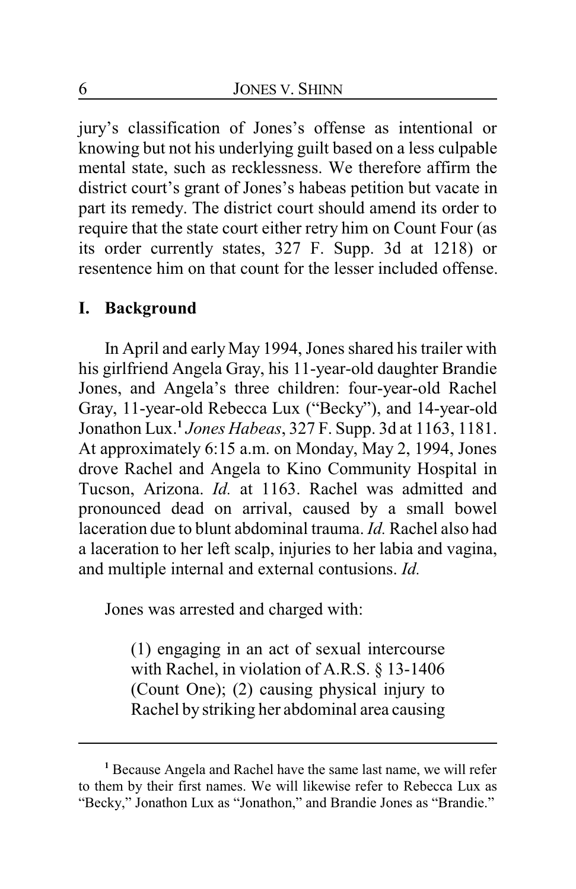jury's classification of Jones's offense as intentional or knowing but not his underlying guilt based on a less culpable mental state, such as recklessness. We therefore affirm the district court's grant of Jones's habeas petition but vacate in part its remedy. The district court should amend its order to require that the state court either retry him on Count Four (as its order currently states, 327 F. Supp. 3d at 1218) or resentence him on that count for the lesser included offense.

## I. Background

In April and early May 1994, Jones shared his trailer with his girlfriend Angela Gray, his 11-year-old daughter Brandie Jones, and Angela's three children: four-year-old Rachel Gray, 11-year-old Rebecca Lux ("Becky"), and 14-year-old Jonathon Lux.[1] *Jones Habeas*, 327 F. Supp. 3d at 1163, 1181. At approximately 6:15 a.m. on Monday, May 2, 1994, Jones drove Rachel and Angela to Kino Community Hospital in Tucson, Arizona. *Id.* at 1163. Rachel was admitted and pronounced dead on arrival, caused by a small bowel laceration due to blunt abdominal trauma. *Id.* Rachel also had a laceration to her left scalp, injuries to her labia and vagina, and multiple internal and external contusions. *Id.*

Jones was arrested and charged with:

> (1) engaging in an act of sexual intercourse with Rachel, in violation of A.R.S. § 13-1406 (Count One); (2) causing physical injury to Rachel by striking her abdominal area causing

---

[1] Because Angela and Rachel have the same last name, we will refer to them by their first names. We will likewise refer to Rebecca Lux as "Becky," Jonathon Lux as "Jonathon," and Brandie Jones as "Brandie."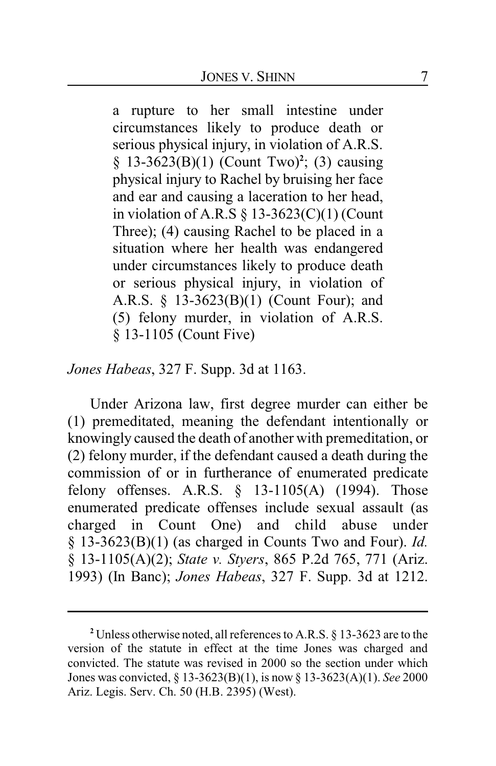> a rupture to her small intestine under circumstances likely to produce death or serious physical injury, in violation of A.R.S. § 13-3623(B)(1) (Count Two)[2]; (3) causing physical injury to Rachel by bruising her face and ear and causing a laceration to her head, in violation of A.R.S § 13-3623(C)(1) (Count Three); (4) causing Rachel to be placed in a situation where her health was endangered under circumstances likely to produce death or serious physical injury, in violation of A.R.S. § 13-3623(B)(1) (Count Four); and (5) felony murder, in violation of A.R.S. § 13-1105 (Count Five)

*Jones Habeas*, 327 F. Supp. 3d at 1163.

Under Arizona law, first degree murder can either be (1) premeditated, meaning the defendant intentionally or knowingly caused the death of another with premeditation, or (2) felony murder, if the defendant caused a death during the commission of or in furtherance of enumerated predicate felony offenses. A.R.S. § 13-1105(A) (1994). Those enumerated predicate offenses include sexual assault (as charged in Count One) and child abuse under § 13-3623(B)(1) (as charged in Counts Two and Four). *Id.* § 13-1105(A)(2); *State v. Styers*, 865 P.2d 765, 771 (Ariz. 1993) (In Banc); *Jones Habeas*, 327 F. Supp. 3d at 1212.

---

[2] Unless otherwise noted, all references to A.R.S. § 13-3623 are to the version of the statute in effect at the time Jones was charged and convicted. The statute was revised in 2000 so the section under which Jones was convicted, § 13-3623(B)(1), is now § 13-3623(A)(1). *See* 2000 Ariz. Legis. Serv. Ch. 50 (H.B. 2395) (West).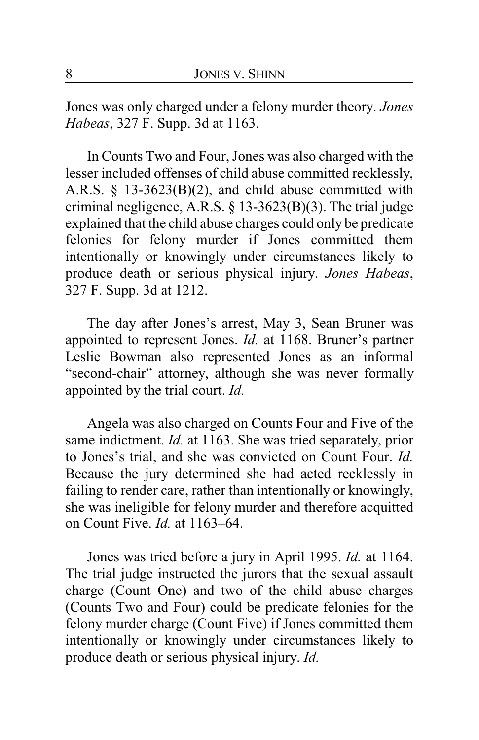Jones was only charged under a felony murder theory. *Jones Habeas*, 327 F. Supp. 3d at 1163.

In Counts Two and Four, Jones was also charged with the lesser included offenses of child abuse committed recklessly, A.R.S. § 13-3623(B)(2), and child abuse committed with criminal negligence, A.R.S. § 13-3623(B)(3). The trial judge explained that the child abuse charges could only be predicate felonies for felony murder if Jones committed them intentionally or knowingly under circumstances likely to produce death or serious physical injury. *Jones Habeas*, 327 F. Supp. 3d at 1212.

The day after Jones's arrest, May 3, Sean Bruner was appointed to represent Jones. *Id.* at 1168. Bruner's partner Leslie Bowman also represented Jones as an informal "second-chair" attorney, although she was never formally appointed by the trial court. *Id.*

Angela was also charged on Counts Four and Five of the same indictment. *Id.* at 1163. She was tried separately, prior to Jones's trial, and she was convicted on Count Four. *Id.* Because the jury determined she had acted recklessly in failing to render care, rather than intentionally or knowingly, she was ineligible for felony murder and therefore acquitted on Count Five. *Id.* at 1163–64.

Jones was tried before a jury in April 1995. *Id.* at 1164. The trial judge instructed the jurors that the sexual assault charge (Count One) and two of the child abuse charges (Counts Two and Four) could be predicate felonies for the felony murder charge (Count Five) if Jones committed them intentionally or knowingly under circumstances likely to produce death or serious physical injury. *Id.*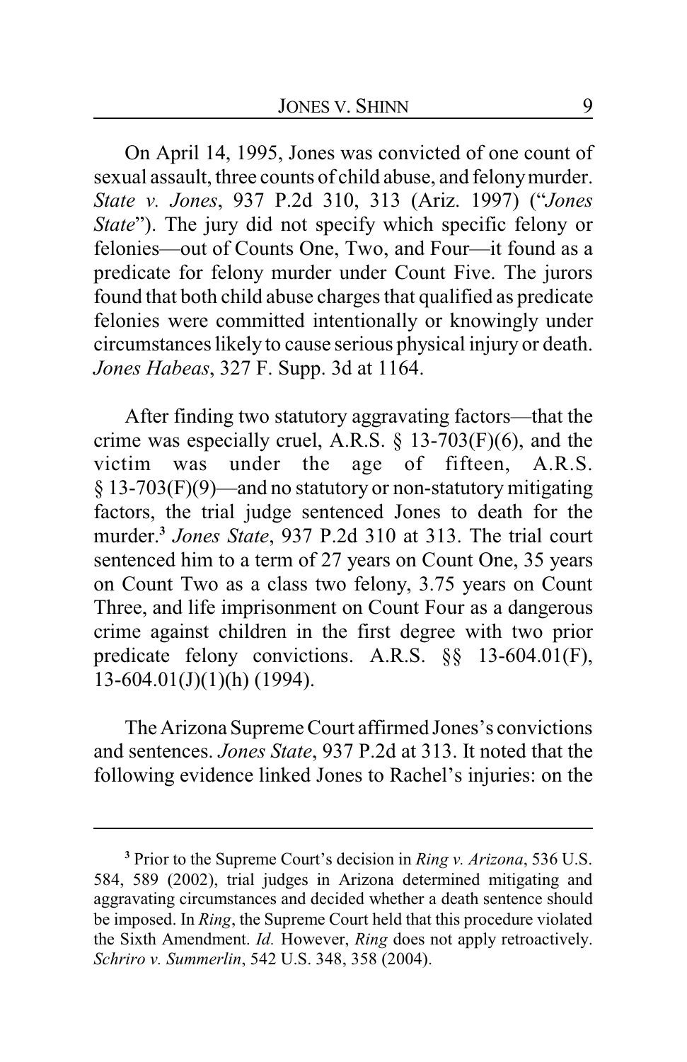On April 14, 1995, Jones was convicted of one count of sexual assault, three counts of child abuse, and felony murder. *State v. Jones*, 937 P.2d 310, 313 (Ariz. 1997) ("*Jones State*"). The jury did not specify which specific felony or felonies—out of Counts One, Two, and Four—it found as a predicate for felony murder under Count Five. The jurors found that both child abuse charges that qualified as predicate felonies were committed intentionally or knowingly under circumstances likely to cause serious physical injury or death. *Jones Habeas*, 327 F. Supp. 3d at 1164.

After finding two statutory aggravating factors—that the crime was especially cruel, A.R.S. § 13-703(F)(6), and the victim was under the age of fifteen, A.R.S. § 13-703(F)(9)—and no statutory or non-statutory mitigating factors, the trial judge sentenced Jones to death for the murder.[3] *Jones State*, 937 P.2d 310 at 313. The trial court sentenced him to a term of 27 years on Count One, 35 years on Count Two as a class two felony, 3.75 years on Count Three, and life imprisonment on Count Four as a dangerous crime against children in the first degree with two prior predicate felony convictions. A.R.S. §§ 13-604.01(F), 13-604.01(J)(1)(h) (1994).

The Arizona Supreme Court affirmed Jones's convictions and sentences. *Jones State*, 937 P.2d at 313. It noted that the following evidence linked Jones to Rachel's injuries: on the

---

[3] Prior to the Supreme Court's decision in *Ring v. Arizona*, 536 U.S. 584, 589 (2002), trial judges in Arizona determined mitigating and aggravating circumstances and decided whether a death sentence should be imposed. In *Ring*, the Supreme Court held that this procedure violated the Sixth Amendment. *Id.* However, *Ring* does not apply retroactively. *Schriro v. Summerlin*, 542 U.S. 348, 358 (2004).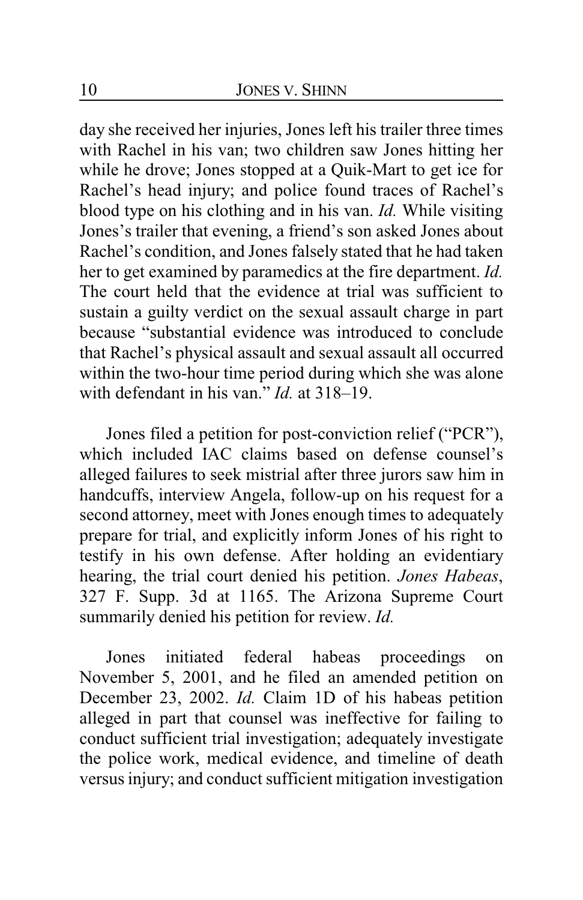day she received her injuries, Jones left his trailer three times with Rachel in his van; two children saw Jones hitting her while he drove; Jones stopped at a Quik-Mart to get ice for Rachel's head injury; and police found traces of Rachel's blood type on his clothing and in his van. *Id.* While visiting Jones's trailer that evening, a friend's son asked Jones about Rachel's condition, and Jones falsely stated that he had taken her to get examined by paramedics at the fire department. *Id.* The court held that the evidence at trial was sufficient to sustain a guilty verdict on the sexual assault charge in part because "substantial evidence was introduced to conclude that Rachel's physical assault and sexual assault all occurred within the two-hour time period during which she was alone with defendant in his van." *Id.* at 318–19.

Jones filed a petition for post-conviction relief ("PCR"), which included IAC claims based on defense counsel's alleged failures to seek mistrial after three jurors saw him in handcuffs, interview Angela, follow-up on his request for a second attorney, meet with Jones enough times to adequately prepare for trial, and explicitly inform Jones of his right to testify in his own defense. After holding an evidentiary hearing, the trial court denied his petition. *Jones Habeas*, 327 F. Supp. 3d at 1165. The Arizona Supreme Court summarily denied his petition for review. *Id.*

Jones initiated federal habeas proceedings on November 5, 2001, and he filed an amended petition on December 23, 2002. *Id.* Claim 1D of his habeas petition alleged in part that counsel was ineffective for failing to conduct sufficient trial investigation; adequately investigate the police work, medical evidence, and timeline of death versus injury; and conduct sufficient mitigation investigation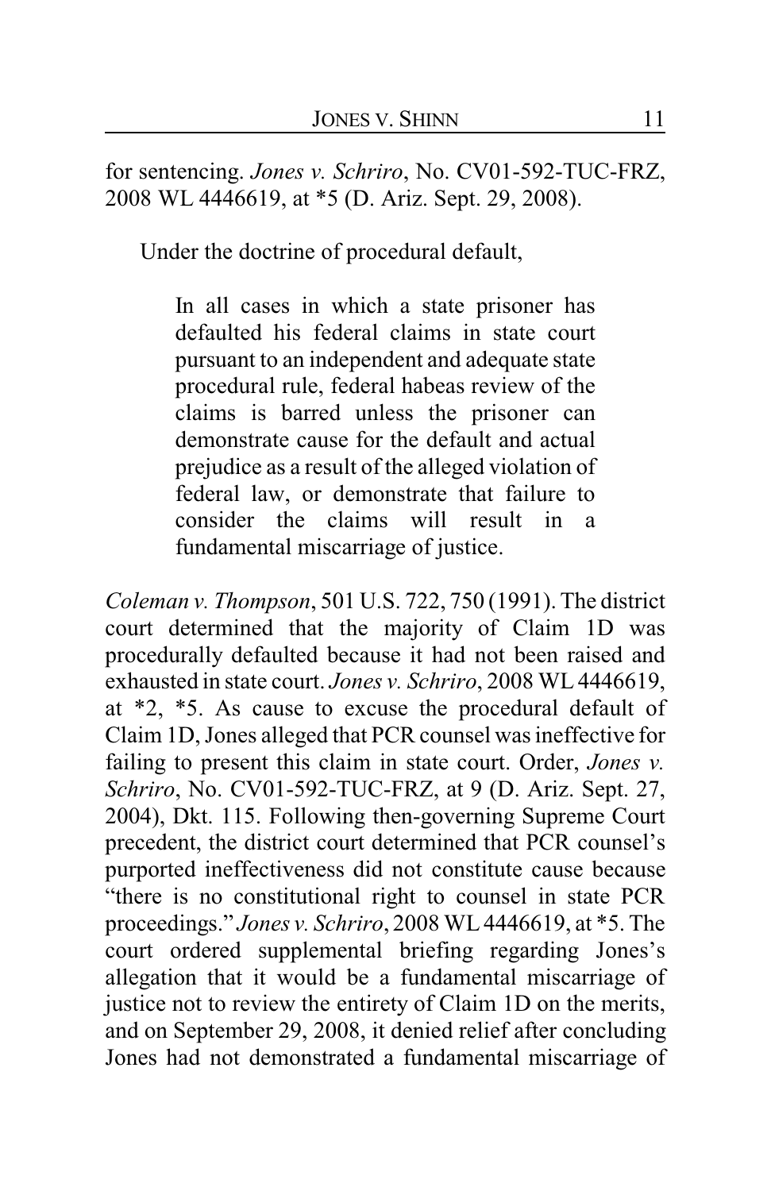for sentencing. *Jones v. Schriro*, No. CV01-592-TUC-FRZ, 2008 WL 4446619, at *5 (D. Ariz. Sept. 29, 2008).

Under the doctrine of procedural default,

> In all cases in which a state prisoner has defaulted his federal claims in state court pursuant to an independent and adequate state procedural rule, federal habeas review of the claims is barred unless the prisoner can demonstrate cause for the default and actual prejudice as a result of the alleged violation of federal law, or demonstrate that failure to consider the claims will result in a fundamental miscarriage of justice.

*Coleman v. Thompson*, 501 U.S. 722, 750 (1991). The district court determined that the majority of Claim 1D was procedurally defaulted because it had not been raised and exhausted in state court. *Jones v. Schriro*, 2008 WL 4446619, at *2, *5. As cause to excuse the procedural default of Claim 1D, Jones alleged that PCR counsel was ineffective for failing to present this claim in state court. Order, *Jones v. Schriro*, No. CV01-592-TUC-FRZ, at 9 (D. Ariz. Sept. 27, 2004), Dkt. 115. Following then-governing Supreme Court precedent, the district court determined that PCR counsel's purported ineffectiveness did not constitute cause because "there is no constitutional right to counsel in state PCR proceedings." *Jones v. Schriro*, 2008 WL 4446619, at *5. The court ordered supplemental briefing regarding Jones's allegation that it would be a fundamental miscarriage of justice not to review the entirety of Claim 1D on the merits, and on September 29, 2008, it denied relief after concluding Jones had not demonstrated a fundamental miscarriage of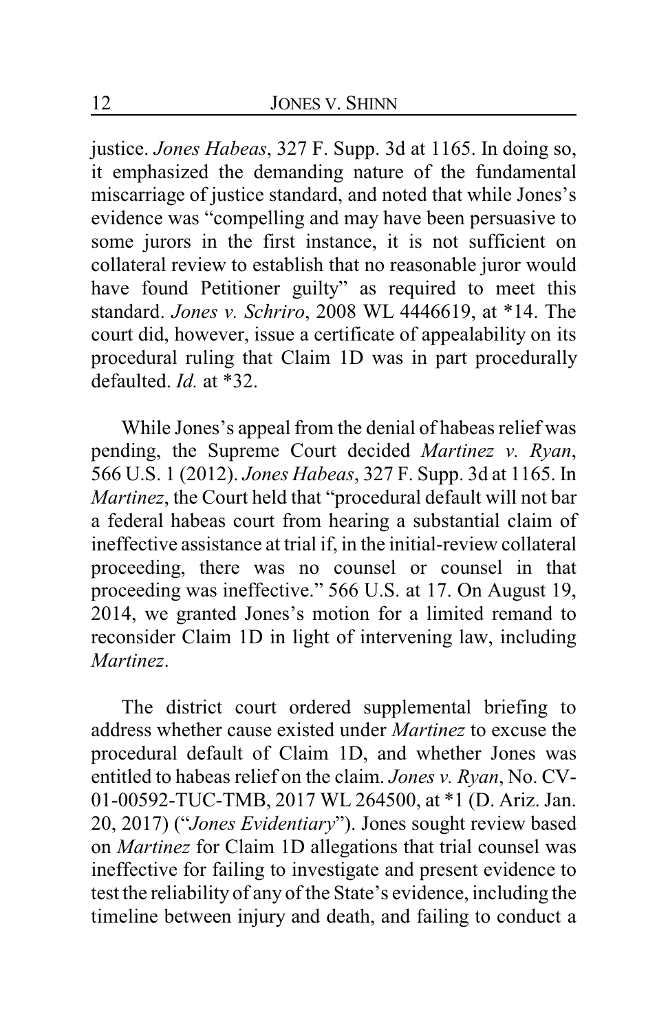justice. *Jones Habeas*, 327 F. Supp. 3d at 1165. In doing so, it emphasized the demanding nature of the fundamental miscarriage of justice standard, and noted that while Jones's evidence was "compelling and may have been persuasive to some jurors in the first instance, it is not sufficient on collateral review to establish that no reasonable juror would have found Petitioner guilty" as required to meet this standard. *Jones v. Schriro*, 2008 WL 4446619, at *14. The court did, however, issue a certificate of appealability on its procedural ruling that Claim 1D was in part procedurally defaulted. *Id.* at *32.

While Jones's appeal from the denial of habeas relief was pending, the Supreme Court decided *Martinez v. Ryan*, 566 U.S. 1 (2012). *Jones Habeas*, 327 F. Supp. 3d at 1165. In *Martinez*, the Court held that "procedural default will not bar a federal habeas court from hearing a substantial claim of ineffective assistance at trial if, in the initial-review collateral proceeding, there was no counsel or counsel in that proceeding was ineffective." 566 U.S. at 17. On August 19, 2014, we granted Jones's motion for a limited remand to reconsider Claim 1D in light of intervening law, including *Martinez*.

The district court ordered supplemental briefing to address whether cause existed under *Martinez* to excuse the procedural default of Claim 1D, and whether Jones was entitled to habeas relief on the claim. *Jones v. Ryan*, No. CV-01-00592-TUC-TMB, 2017 WL 264500, at *1 (D. Ariz. Jan. 20, 2017) ("*Jones Evidentiary*"). Jones sought review based on *Martinez* for Claim 1D allegations that trial counsel was ineffective for failing to investigate and present evidence to test the reliability of any of the State's evidence, including the timeline between injury and death, and failing to conduct a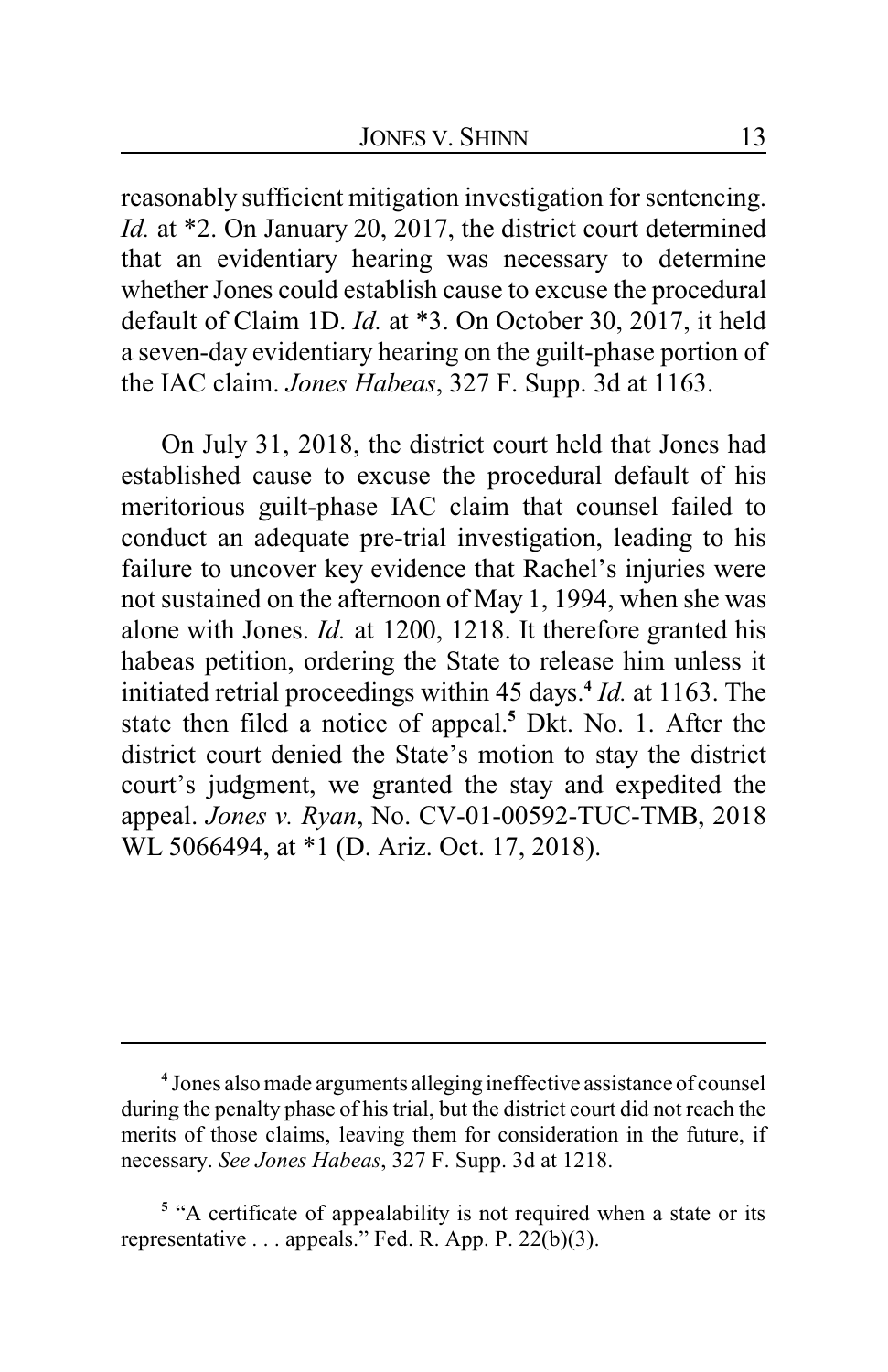reasonably sufficient mitigation investigation for sentencing. *Id.* at *2. On January 20, 2017, the district court determined that an evidentiary hearing was necessary to determine whether Jones could establish cause to excuse the procedural default of Claim 1D. *Id.* at *3. On October 30, 2017, it held a seven-day evidentiary hearing on the guilt-phase portion of the IAC claim. *Jones Habeas*, 327 F. Supp. 3d at 1163.

On July 31, 2018, the district court held that Jones had established cause to excuse the procedural default of his meritorious guilt-phase IAC claim that counsel failed to conduct an adequate pre-trial investigation, leading to his failure to uncover key evidence that Rachel's injuries were not sustained on the afternoon of May 1, 1994, when she was alone with Jones. *Id.* at 1200, 1218. It therefore granted his habeas petition, ordering the State to release him unless it initiated retrial proceedings within 45 days.[4] *Id.* at 1163. The state then filed a notice of appeal.[5] Dkt. No. 1. After the district court denied the State's motion to stay the district court's judgment, we granted the stay and expedited the appeal. *Jones v. Ryan*, No. CV-01-00592-TUC-TMB, 2018 WL 5066494, at *1 (D. Ariz. Oct. 17, 2018).

---

[4] Jones also made arguments alleging ineffective assistance of counsel during the penalty phase of his trial, but the district court did not reach the merits of those claims, leaving them for consideration in the future, if necessary. *See Jones Habeas*, 327 F. Supp. 3d at 1218.

[5] "A certificate of appealability is not required when a state or its representative . . . appeals." Fed. R. App. P. 22(b)(3).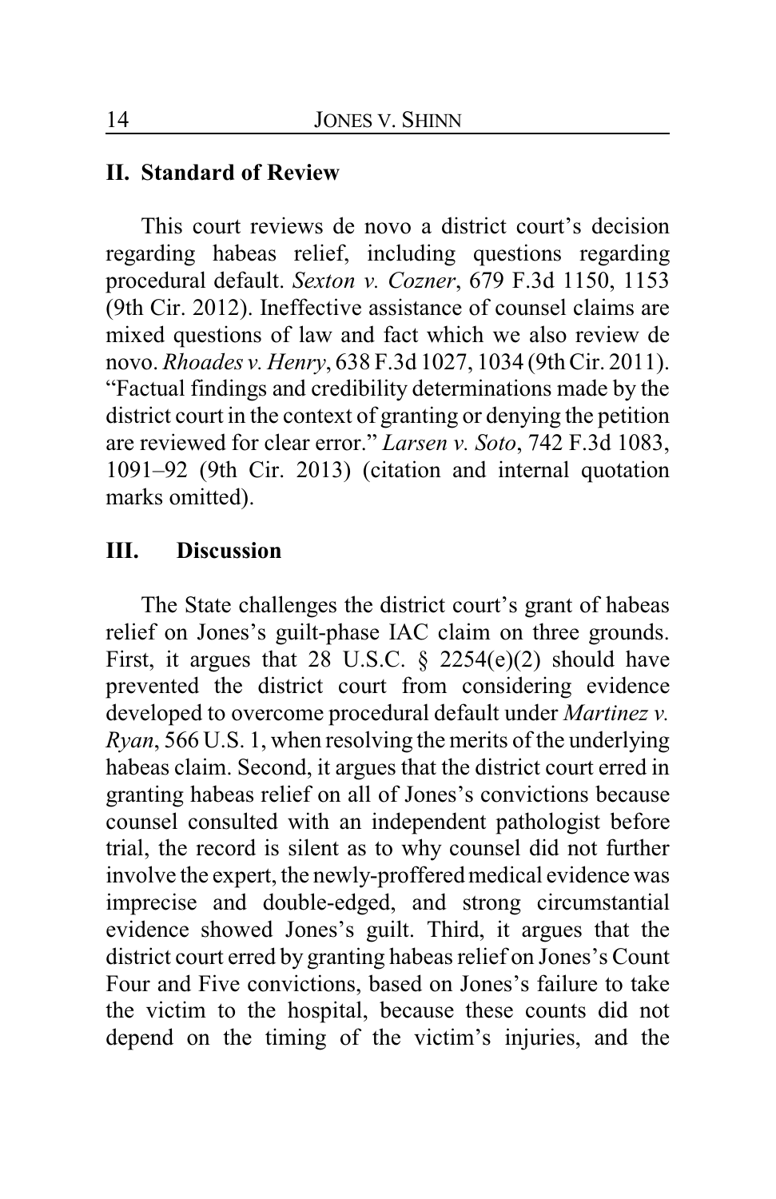## II. Standard of Review

This court reviews de novo a district court's decision regarding habeas relief, including questions regarding procedural default. *Sexton v. Cozner*, 679 F.3d 1150, 1153 (9th Cir. 2012). Ineffective assistance of counsel claims are mixed questions of law and fact which we also review de novo. *Rhoades v. Henry*, 638 F.3d 1027, 1034 (9th Cir. 2011). "Factual findings and credibility determinations made by the district court in the context of granting or denying the petition are reviewed for clear error." *Larsen v. Soto*, 742 F.3d 1083, 1091–92 (9th Cir. 2013) (citation and internal quotation marks omitted).

## III. Discussion

The State challenges the district court's grant of habeas relief on Jones's guilt-phase IAC claim on three grounds. First, it argues that 28 U.S.C. § 2254(e)(2) should have prevented the district court from considering evidence developed to overcome procedural default under *Martinez v. Ryan*, 566 U.S. 1, when resolving the merits of the underlying habeas claim. Second, it argues that the district court erred in granting habeas relief on all of Jones's convictions because counsel consulted with an independent pathologist before trial, the record is silent as to why counsel did not further involve the expert, the newly-proffered medical evidence was imprecise and double-edged, and strong circumstantial evidence showed Jones's guilt. Third, it argues that the district court erred by granting habeas relief on Jones's Count Four and Five convictions, based on Jones's failure to take the victim to the hospital, because these counts did not depend on the timing of the victim's injuries, and the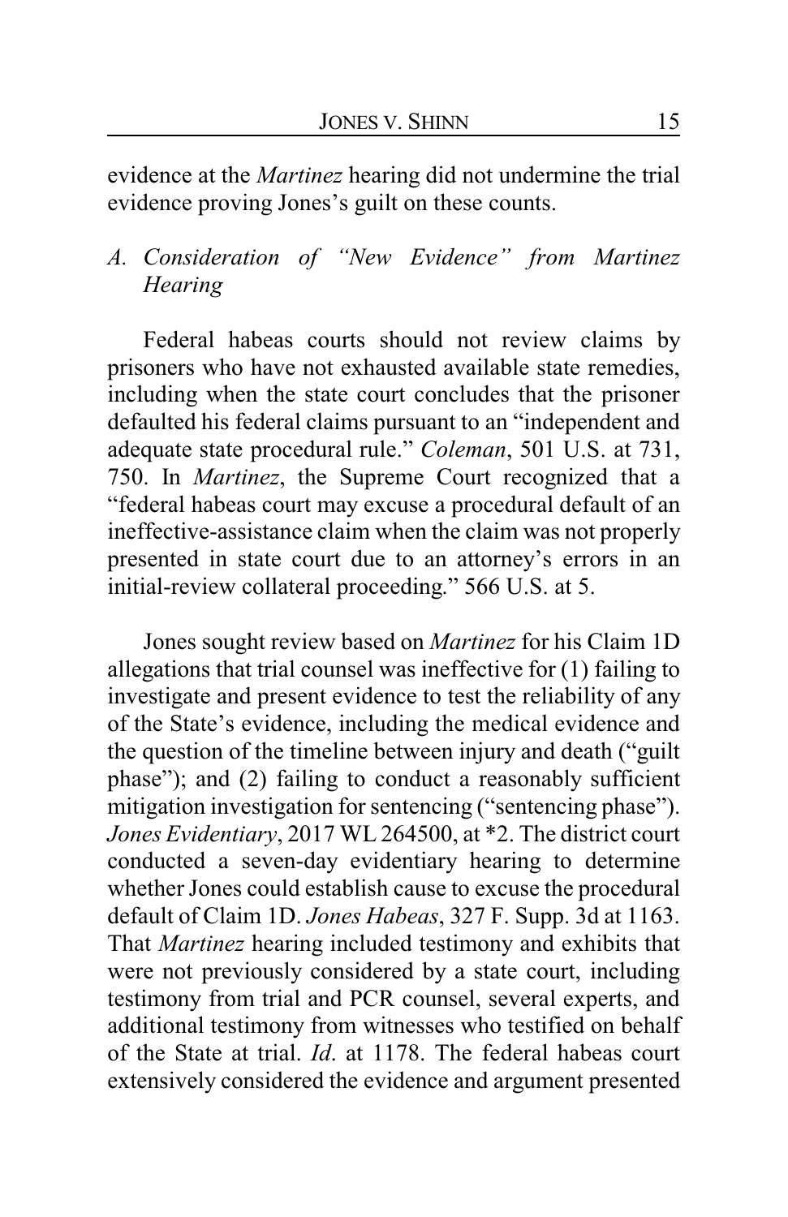evidence at the *Martinez* hearing did not undermine the trial evidence proving Jones's guilt on these counts.

### A. Consideration of "New Evidence" from *Martinez* Hearing

Federal habeas courts should not review claims by prisoners who have not exhausted available state remedies, including when the state court concludes that the prisoner defaulted his federal claims pursuant to an "independent and adequate state procedural rule." *Coleman*, 501 U.S. at 731, 750. In *Martinez*, the Supreme Court recognized that a "federal habeas court may excuse a procedural default of an ineffective-assistance claim when the claim was not properly presented in state court due to an attorney's errors in an initial-review collateral proceeding." 566 U.S. at 5.

Jones sought review based on *Martinez* for his Claim 1D allegations that trial counsel was ineffective for (1) failing to investigate and present evidence to test the reliability of any of the State's evidence, including the medical evidence and the question of the timeline between injury and death ("guilt phase"); and (2) failing to conduct a reasonably sufficient mitigation investigation for sentencing ("sentencing phase"). *Jones Evidentiary*, 2017 WL 264500, at *2. The district court conducted a seven-day evidentiary hearing to determine whether Jones could establish cause to excuse the procedural default of Claim 1D. *Jones Habeas*, 327 F. Supp. 3d at 1163. That *Martinez* hearing included testimony and exhibits that were not previously considered by a state court, including testimony from trial and PCR counsel, several experts, and additional testimony from witnesses who testified on behalf of the State at trial. *Id*. at 1178. The federal habeas court extensively considered the evidence and argument presented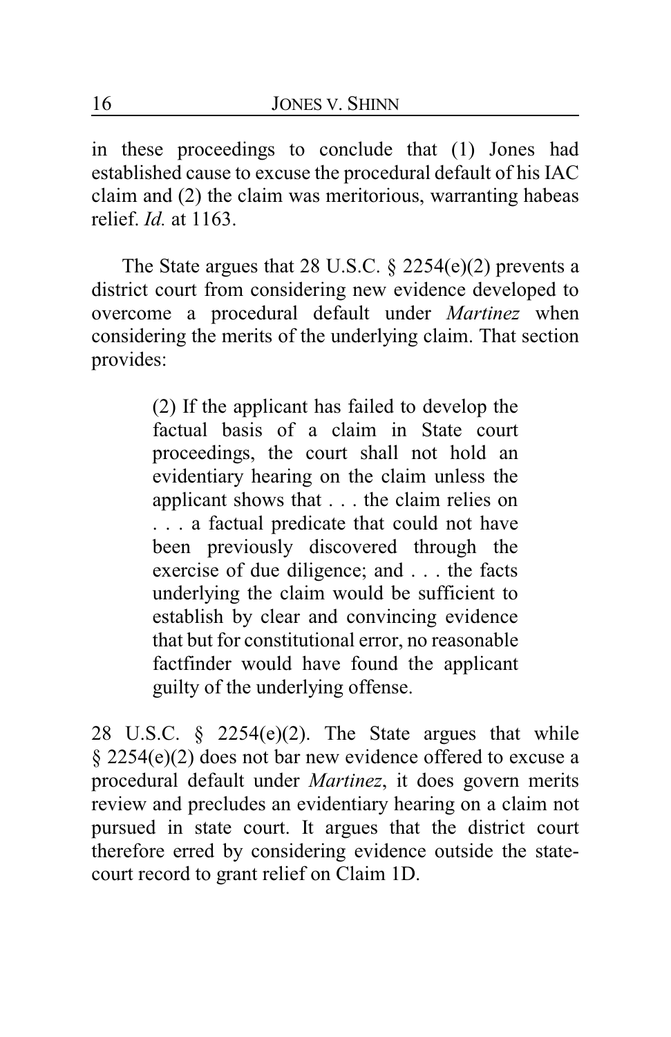in these proceedings to conclude that (1) Jones had established cause to excuse the procedural default of his IAC claim and (2) the claim was meritorious, warranting habeas relief. *Id.* at 1163.

The State argues that 28 U.S.C. § 2254(e)(2) prevents a district court from considering new evidence developed to overcome a procedural default under *Martinez* when considering the merits of the underlying claim. That section provides:

> (2) If the applicant has failed to develop the factual basis of a claim in State court proceedings, the court shall not hold an evidentiary hearing on the claim unless the applicant shows that . . . the claim relies on . . . a factual predicate that could not have been previously discovered through the exercise of due diligence; and . . . the facts underlying the claim would be sufficient to establish by clear and convincing evidence that but for constitutional error, no reasonable factfinder would have found the applicant guilty of the underlying offense.

28 U.S.C. § 2254(e)(2). The State argues that while § 2254(e)(2) does not bar new evidence offered to excuse a procedural default under *Martinez*, it does govern merits review and precludes an evidentiary hearing on a claim not pursued in state court. It argues that the district court therefore erred by considering evidence outside the state-court record to grant relief on Claim 1D.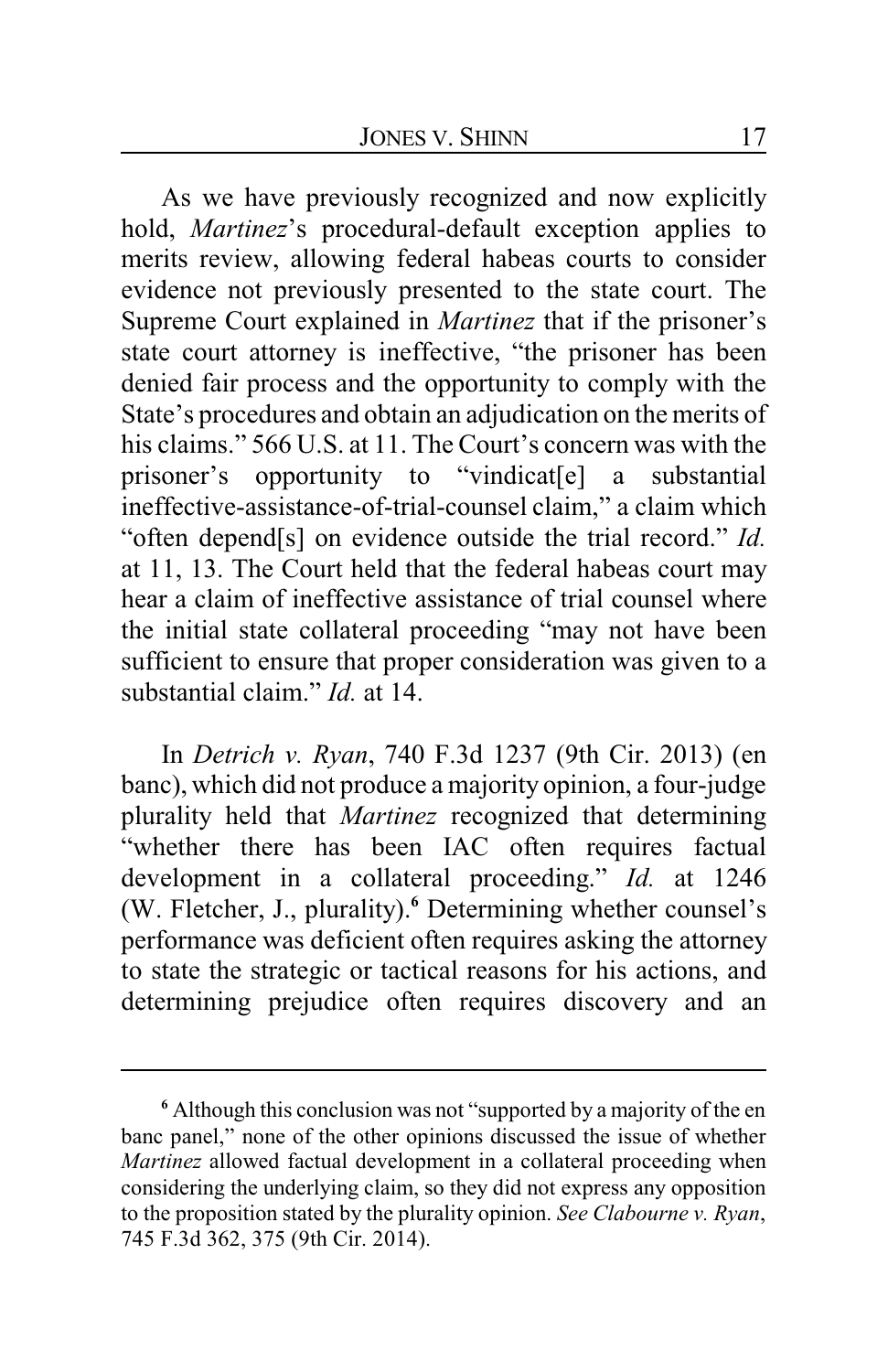As we have previously recognized and now explicitly hold, *Martinez*'s procedural-default exception applies to merits review, allowing federal habeas courts to consider evidence not previously presented to the state court. The Supreme Court explained in *Martinez* that if the prisoner's state court attorney is ineffective, "the prisoner has been denied fair process and the opportunity to comply with the State's procedures and obtain an adjudication on the merits of his claims." 566 U.S. at 11. The Court's concern was with the prisoner's opportunity to "vindicat[e] a substantial ineffective-assistance-of-trial-counsel claim," a claim which "often depend[s] on evidence outside the trial record." *Id.* at 11, 13. The Court held that the federal habeas court may hear a claim of ineffective assistance of trial counsel where the initial state collateral proceeding "may not have been sufficient to ensure that proper consideration was given to a substantial claim." *Id.* at 14.

In *Detrich v. Ryan*, 740 F.3d 1237 (9th Cir. 2013) (en banc), which did not produce a majority opinion, a four-judge plurality held that *Martinez* recognized that determining "whether there has been IAC often requires factual development in a collateral proceeding." *Id.* at 1246 (W. Fletcher, J., plurality).[6] Determining whether counsel's performance was deficient often requires asking the attorney to state the strategic or tactical reasons for his actions, and determining prejudice often requires discovery and an

---

[6] Although this conclusion was not "supported by a majority of the en banc panel," none of the other opinions discussed the issue of whether *Martinez* allowed factual development in a collateral proceeding when considering the underlying claim, so they did not express any opposition to the proposition stated by the plurality opinion. *See Clabourne v. Ryan*, 745 F.3d 362, 375 (9th Cir. 2014).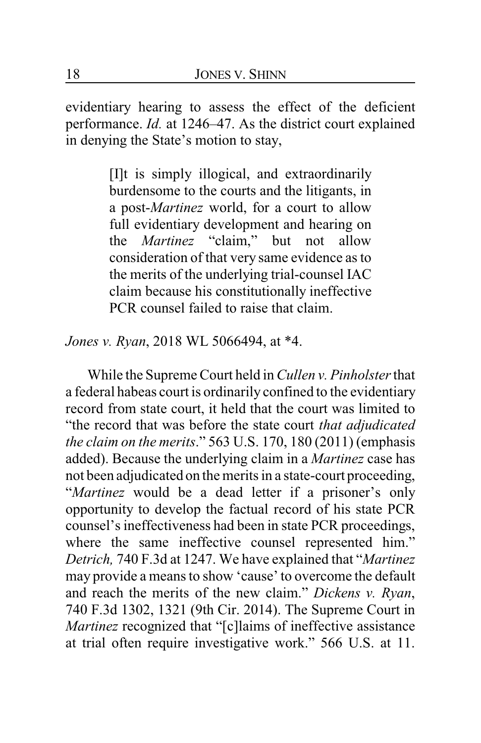evidentiary hearing to assess the effect of the deficient performance. *Id.* at 1246–47. As the district court explained in denying the State's motion to stay,

> [I]t is simply illogical, and extraordinarily burdensome to the courts and the litigants, in a post-*Martinez* world, for a court to allow full evidentiary development and hearing on the *Martinez* "claim," but not allow consideration of that very same evidence as to the merits of the underlying trial-counsel IAC claim because his constitutionally ineffective PCR counsel failed to raise that claim.

*Jones v. Ryan*, 2018 WL 5066494, at *4.

While the Supreme Court held in *Cullen v. Pinholster* that a federal habeas court is ordinarily confined to the evidentiary record from state court, it held that the court was limited to "the record that was before the state court *that adjudicated the claim on the merits*." 563 U.S. 170, 180 (2011) (emphasis added). Because the underlying claim in a *Martinez* case has not been adjudicated on the merits in a state-court proceeding, "*Martinez* would be a dead letter if a prisoner's only opportunity to develop the factual record of his state PCR counsel's ineffectiveness had been in state PCR proceedings, where the same ineffective counsel represented him." *Detrich,* 740 F.3d at 1247. We have explained that "*Martinez* may provide a means to show 'cause' to overcome the default and reach the merits of the new claim." *Dickens v. Ryan*, 740 F.3d 1302, 1321 (9th Cir. 2014). The Supreme Court in *Martinez* recognized that "[c]laims of ineffective assistance at trial often require investigative work." 566 U.S. at 11.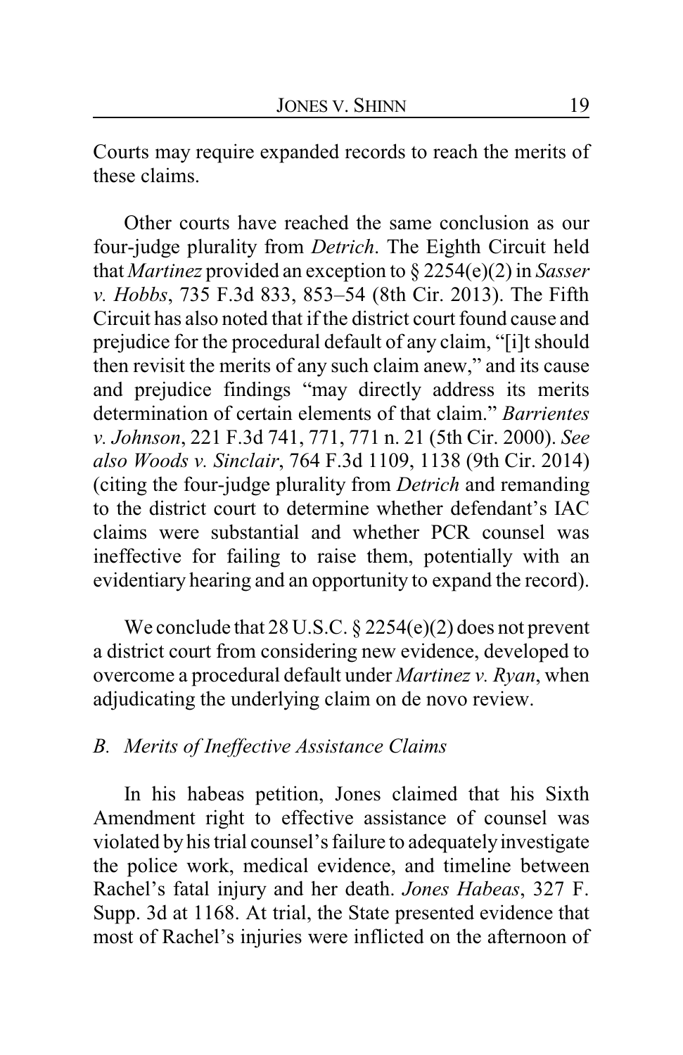Courts may require expanded records to reach the merits of these claims.

Other courts have reached the same conclusion as our four-judge plurality from *Detrich*. The Eighth Circuit held that *Martinez* provided an exception to § 2254(e)(2) in *Sasser v. Hobbs*, 735 F.3d 833, 853–54 (8th Cir. 2013). The Fifth Circuit has also noted that if the district court found cause and prejudice for the procedural default of any claim, "[i]t should then revisit the merits of any such claim anew," and its cause and prejudice findings "may directly address its merits determination of certain elements of that claim." *Barrientes v. Johnson*, 221 F.3d 741, 771, 771 n. 21 (5th Cir. 2000). *See also Woods v. Sinclair*, 764 F.3d 1109, 1138 (9th Cir. 2014) (citing the four-judge plurality from *Detrich* and remanding to the district court to determine whether defendant's IAC claims were substantial and whether PCR counsel was ineffective for failing to raise them, potentially with an evidentiary hearing and an opportunity to expand the record).

We conclude that 28 U.S.C. § 2254(e)(2) does not prevent a district court from considering new evidence, developed to overcome a procedural default under *Martinez v. Ryan*, when adjudicating the underlying claim on de novo review.

### *B. Merits of Ineffective Assistance Claims*

In his habeas petition, Jones claimed that his Sixth Amendment right to effective assistance of counsel was violated by his trial counsel's failure to adequately investigate the police work, medical evidence, and timeline between Rachel's fatal injury and her death. *Jones Habeas*, 327 F. Supp. 3d at 1168. At trial, the State presented evidence that most of Rachel's injuries were inflicted on the afternoon of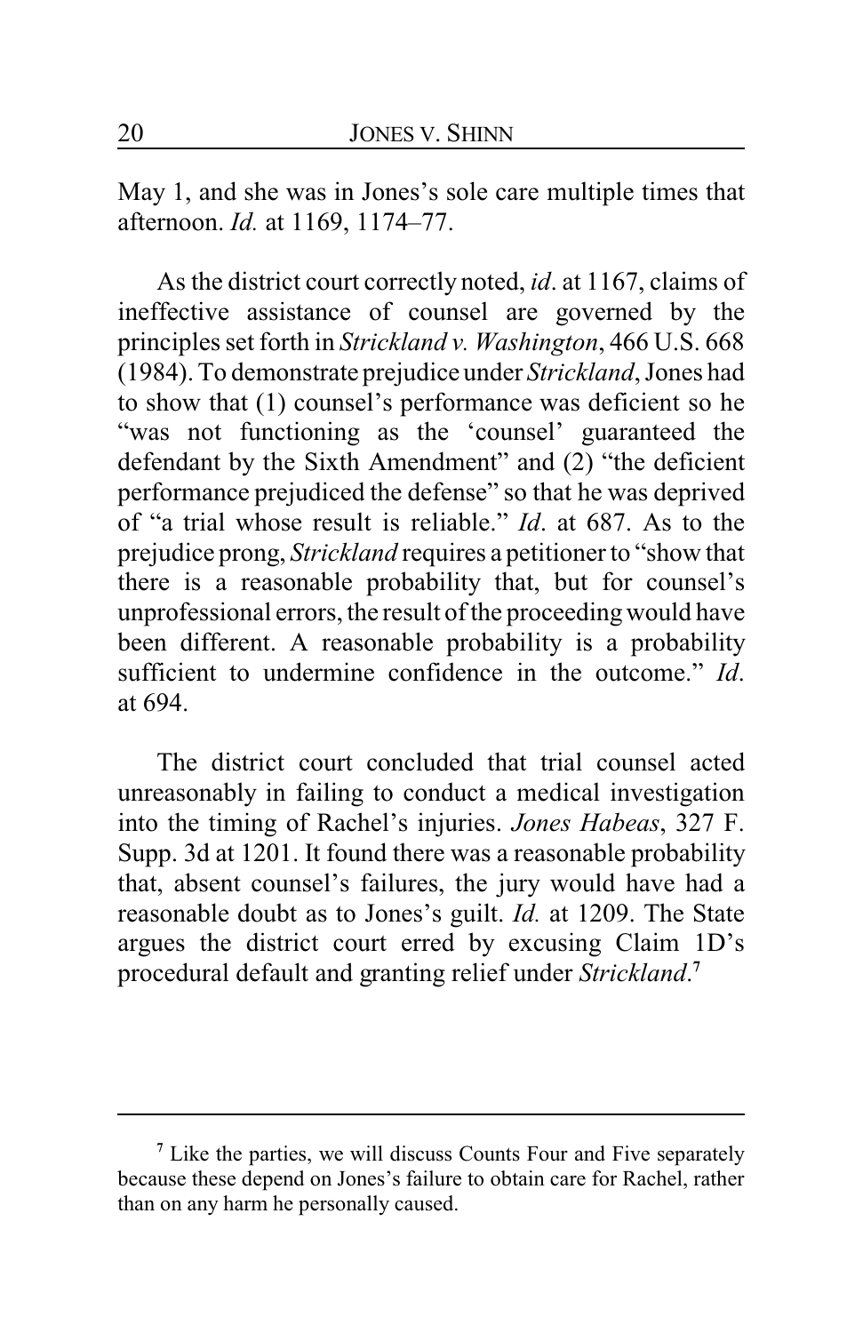May 1, and she was in Jones's sole care multiple times that afternoon. *Id.* at 1169, 1174–77.

As the district court correctly noted, *id*. at 1167, claims of ineffective assistance of counsel are governed by the principles set forth in *Strickland v. Washington*, 466 U.S. 668 (1984). To demonstrate prejudice under *Strickland*, Jones had to show that (1) counsel's performance was deficient so he "was not functioning as the 'counsel' guaranteed the defendant by the Sixth Amendment" and (2) "the deficient performance prejudiced the defense" so that he was deprived of "a trial whose result is reliable." *Id*. at 687. As to the prejudice prong, *Strickland* requires a petitioner to "show that there is a reasonable probability that, but for counsel's unprofessional errors, the result of the proceeding would have been different. A reasonable probability is a probability sufficient to undermine confidence in the outcome." *Id*. at 694.

The district court concluded that trial counsel acted unreasonably in failing to conduct a medical investigation into the timing of Rachel's injuries. *Jones Habeas*, 327 F. Supp. 3d at 1201. It found there was a reasonable probability that, absent counsel's failures, the jury would have had a reasonable doubt as to Jones's guilt. *Id.* at 1209. The State argues the district court erred by excusing Claim 1D's procedural default and granting relief under *Strickland*.[7]

---

[7] Like the parties, we will discuss Counts Four and Five separately because these depend on Jones's failure to obtain care for Rachel, rather than on any harm he personally caused.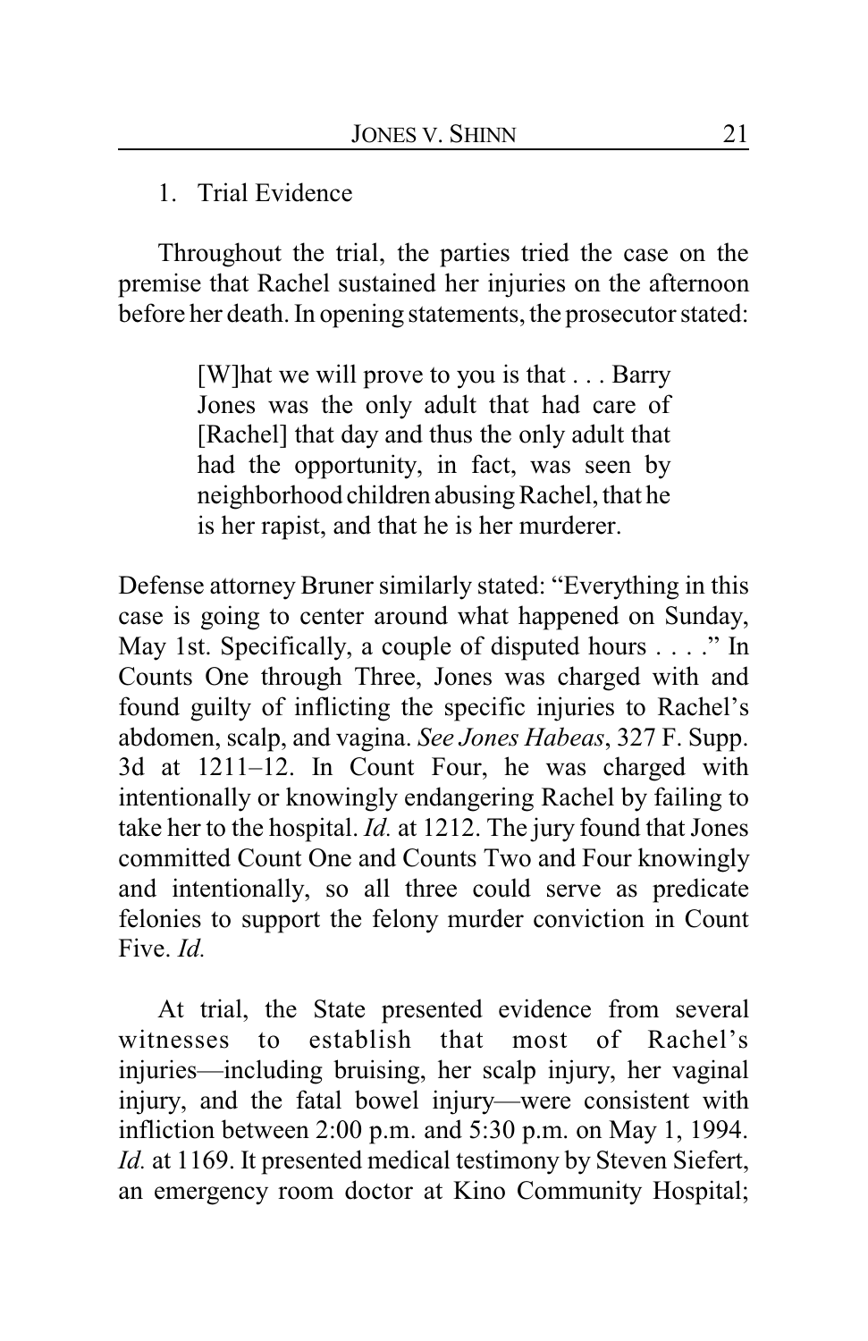1. Trial Evidence

Throughout the trial, the parties tried the case on the premise that Rachel sustained her injuries on the afternoon before her death. In opening statements, the prosecutor stated:

> [W]hat we will prove to you is that . . . Barry Jones was the only adult that had care of [Rachel] that day and thus the only adult that had the opportunity, in fact, was seen by neighborhood children abusing Rachel, that he is her rapist, and that he is her murderer.

Defense attorney Bruner similarly stated: "Everything in this case is going to center around what happened on Sunday, May 1st. Specifically, a couple of disputed hours . . . ." In Counts One through Three, Jones was charged with and found guilty of inflicting the specific injuries to Rachel's abdomen, scalp, and vagina. *See Jones Habeas*, 327 F. Supp. 3d at 1211–12. In Count Four, he was charged with intentionally or knowingly endangering Rachel by failing to take her to the hospital. *Id.* at 1212. The jury found that Jones committed Count One and Counts Two and Four knowingly and intentionally, so all three could serve as predicate felonies to support the felony murder conviction in Count Five. *Id.*

At trial, the State presented evidence from several witnesses to establish that most of Rachel's injuries—including bruising, her scalp injury, her vaginal injury, and the fatal bowel injury—were consistent with infliction between 2:00 p.m. and 5:30 p.m. on May 1, 1994. *Id.* at 1169. It presented medical testimony by Steven Siefert, an emergency room doctor at Kino Community Hospital;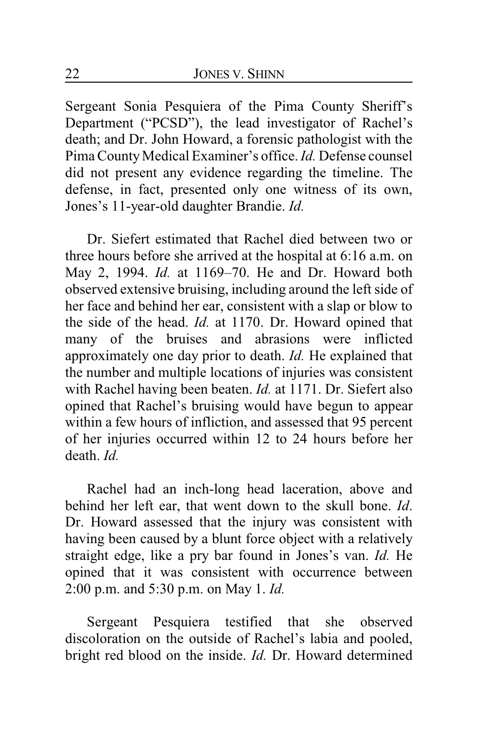Sergeant Sonia Pesquiera of the Pima County Sheriff's Department ("PCSD"), the lead investigator of Rachel's death; and Dr. John Howard, a forensic pathologist with the Pima County Medical Examiner's office. *Id.* Defense counsel did not present any evidence regarding the timeline. The defense, in fact, presented only one witness of its own, Jones's 11-year-old daughter Brandie. *Id.*

Dr. Siefert estimated that Rachel died between two or three hours before she arrived at the hospital at 6:16 a.m. on May 2, 1994. *Id.* at 1169–70. He and Dr. Howard both observed extensive bruising, including around the left side of her face and behind her ear, consistent with a slap or blow to the side of the head. *Id.* at 1170. Dr. Howard opined that many of the bruises and abrasions were inflicted approximately one day prior to death. *Id.* He explained that the number and multiple locations of injuries was consistent with Rachel having been beaten. *Id.* at 1171. Dr. Siefert also opined that Rachel's bruising would have begun to appear within a few hours of infliction, and assessed that 95 percent of her injuries occurred within 12 to 24 hours before her death. *Id.*

Rachel had an inch-long head laceration, above and behind her left ear, that went down to the skull bone. *Id*. Dr. Howard assessed that the injury was consistent with having been caused by a blunt force object with a relatively straight edge, like a pry bar found in Jones's van. *Id.* He opined that it was consistent with occurrence between 2:00 p.m. and 5:30 p.m. on May 1. *Id.*

Sergeant Pesquiera testified that she observed discoloration on the outside of Rachel's labia and pooled, bright red blood on the inside. *Id.* Dr. Howard determined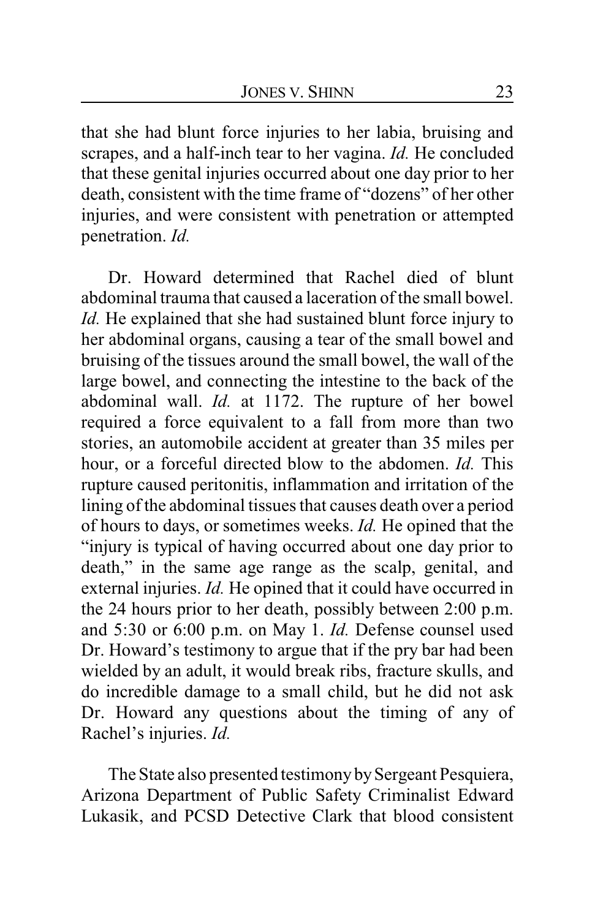that she had blunt force injuries to her labia, bruising and scrapes, and a half-inch tear to her vagina. *Id.* He concluded that these genital injuries occurred about one day prior to her death, consistent with the time frame of "dozens" of her other injuries, and were consistent with penetration or attempted penetration. *Id.*

Dr. Howard determined that Rachel died of blunt abdominal trauma that caused a laceration of the small bowel. *Id.* He explained that she had sustained blunt force injury to her abdominal organs, causing a tear of the small bowel and bruising of the tissues around the small bowel, the wall of the large bowel, and connecting the intestine to the back of the abdominal wall. *Id.* at 1172. The rupture of her bowel required a force equivalent to a fall from more than two stories, an automobile accident at greater than 35 miles per hour, or a forceful directed blow to the abdomen. *Id.* This rupture caused peritonitis, inflammation and irritation of the lining of the abdominal tissues that causes death over a period of hours to days, or sometimes weeks. *Id.* He opined that the "injury is typical of having occurred about one day prior to death," in the same age range as the scalp, genital, and external injuries. *Id.* He opined that it could have occurred in the 24 hours prior to her death, possibly between 2:00 p.m. and 5:30 or 6:00 p.m. on May 1. *Id.* Defense counsel used Dr. Howard's testimony to argue that if the pry bar had been wielded by an adult, it would break ribs, fracture skulls, and do incredible damage to a small child, but he did not ask Dr. Howard any questions about the timing of any of Rachel's injuries. *Id.*

The State also presented testimony by Sergeant Pesquiera, Arizona Department of Public Safety Criminalist Edward Lukasik, and PCSD Detective Clark that blood consistent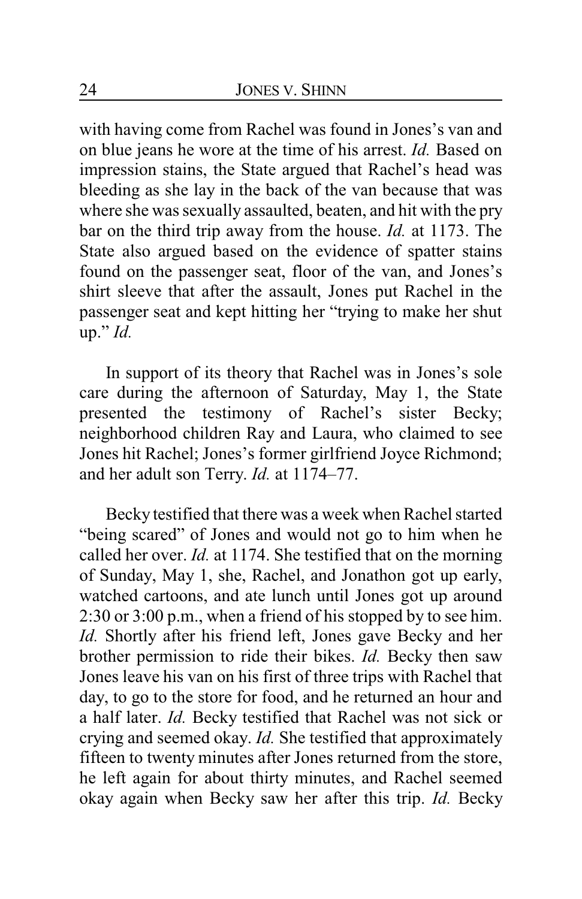with having come from Rachel was found in Jones's van and on blue jeans he wore at the time of his arrest. *Id.* Based on impression stains, the State argued that Rachel's head was bleeding as she lay in the back of the van because that was where she was sexually assaulted, beaten, and hit with the pry bar on the third trip away from the house. *Id.* at 1173. The State also argued based on the evidence of spatter stains found on the passenger seat, floor of the van, and Jones's shirt sleeve that after the assault, Jones put Rachel in the passenger seat and kept hitting her "trying to make her shut up." *Id.*

In support of its theory that Rachel was in Jones's sole care during the afternoon of Saturday, May 1, the State presented the testimony of Rachel's sister Becky; neighborhood children Ray and Laura, who claimed to see Jones hit Rachel; Jones's former girlfriend Joyce Richmond; and her adult son Terry. *Id.* at 1174–77.

Becky testified that there was a week when Rachel started "being scared" of Jones and would not go to him when he called her over. *Id.* at 1174. She testified that on the morning of Sunday, May 1, she, Rachel, and Jonathon got up early, watched cartoons, and ate lunch until Jones got up around 2:30 or 3:00 p.m., when a friend of his stopped by to see him. *Id.* Shortly after his friend left, Jones gave Becky and her brother permission to ride their bikes. *Id.* Becky then saw Jones leave his van on his first of three trips with Rachel that day, to go to the store for food, and he returned an hour and a half later. *Id.* Becky testified that Rachel was not sick or crying and seemed okay. *Id.* She testified that approximately fifteen to twenty minutes after Jones returned from the store, he left again for about thirty minutes, and Rachel seemed okay again when Becky saw her after this trip. *Id.* Becky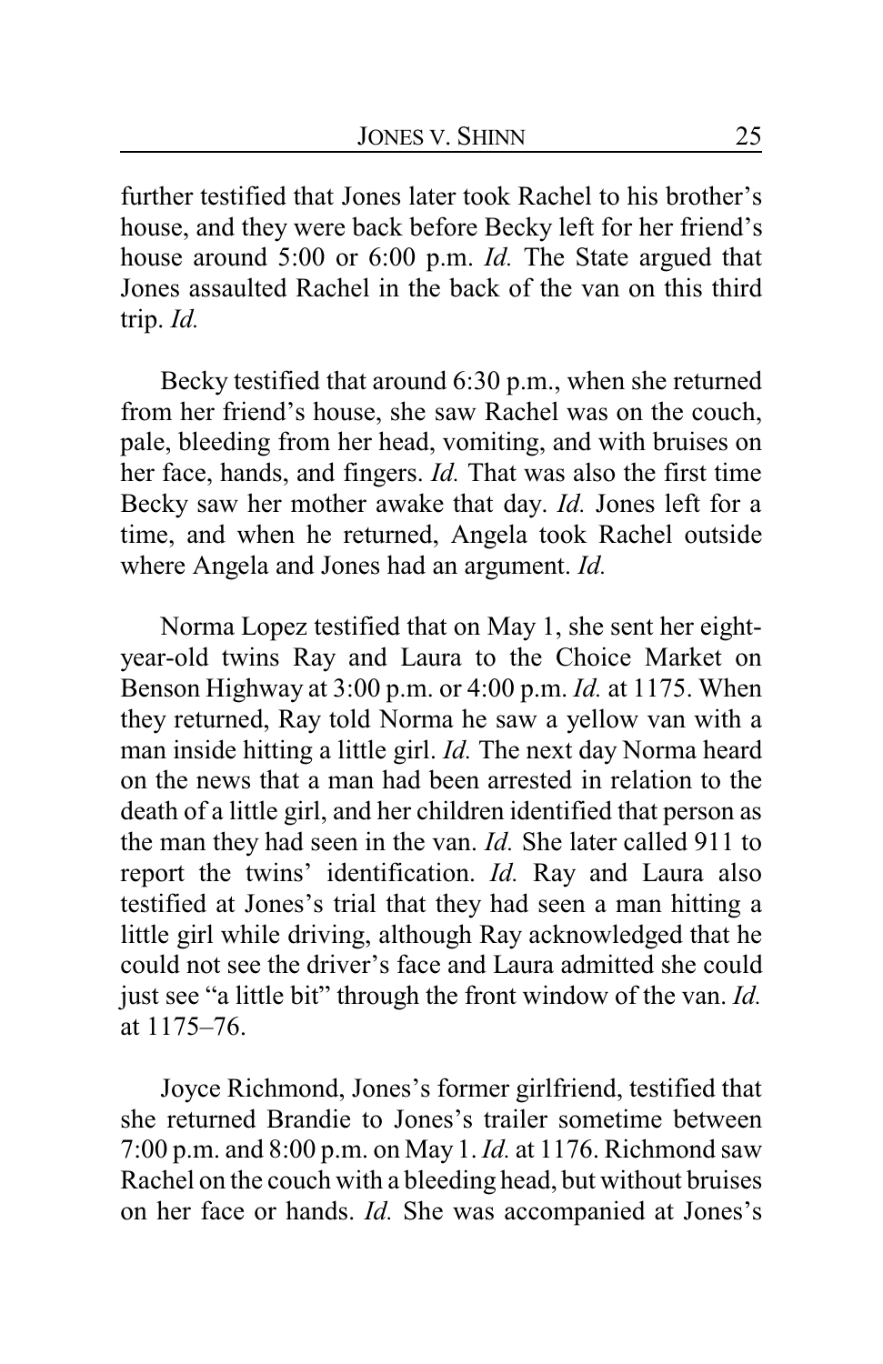further testified that Jones later took Rachel to his brother's house, and they were back before Becky left for her friend's house around 5:00 or 6:00 p.m. *Id.* The State argued that Jones assaulted Rachel in the back of the van on this third trip. *Id.*

Becky testified that around 6:30 p.m., when she returned from her friend's house, she saw Rachel was on the couch, pale, bleeding from her head, vomiting, and with bruises on her face, hands, and fingers. *Id.* That was also the first time Becky saw her mother awake that day. *Id.* Jones left for a time, and when he returned, Angela took Rachel outside where Angela and Jones had an argument. *Id.*

Norma Lopez testified that on May 1, she sent her eight-year-old twins Ray and Laura to the Choice Market on Benson Highway at 3:00 p.m. or 4:00 p.m. *Id.* at 1175. When they returned, Ray told Norma he saw a yellow van with a man inside hitting a little girl. *Id.* The next day Norma heard on the news that a man had been arrested in relation to the death of a little girl, and her children identified that person as the man they had seen in the van. *Id.* She later called 911 to report the twins' identification. *Id.* Ray and Laura also testified at Jones's trial that they had seen a man hitting a little girl while driving, although Ray acknowledged that he could not see the driver's face and Laura admitted she could just see "a little bit" through the front window of the van. *Id.* at 1175–76.

Joyce Richmond, Jones's former girlfriend, testified that she returned Brandie to Jones's trailer sometime between 7:00 p.m. and 8:00 p.m. on May 1. *Id.* at 1176. Richmond saw Rachel on the couch with a bleeding head, but without bruises on her face or hands. *Id.* She was accompanied at Jones's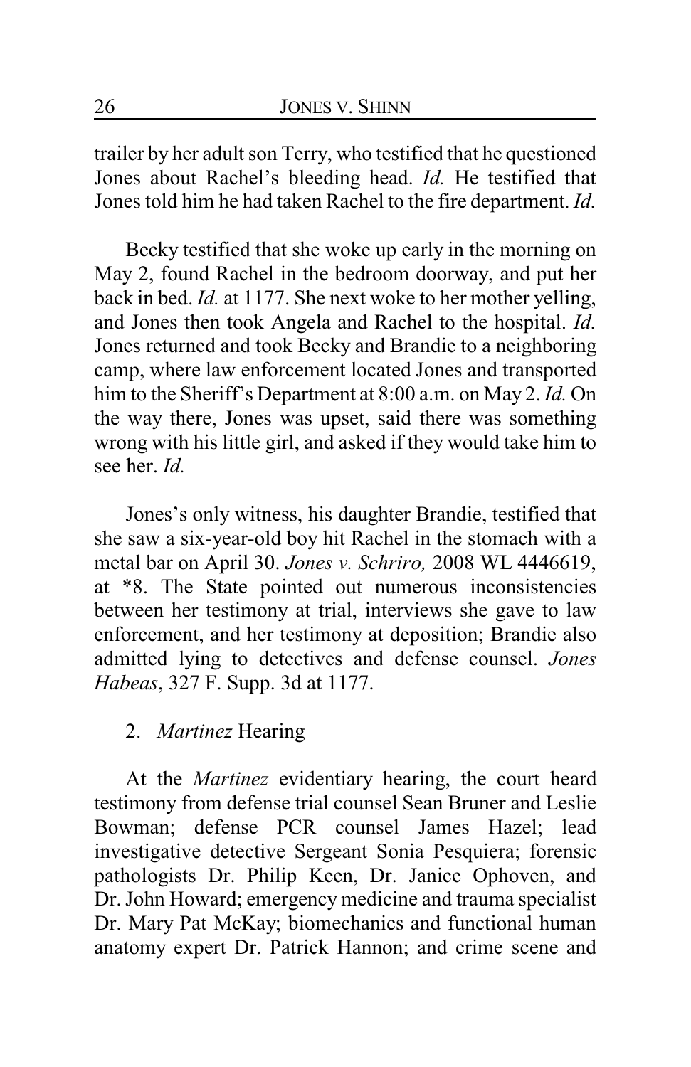trailer by her adult son Terry, who testified that he questioned Jones about Rachel's bleeding head. *Id.* He testified that Jones told him he had taken Rachel to the fire department. *Id.*

Becky testified that she woke up early in the morning on May 2, found Rachel in the bedroom doorway, and put her back in bed. *Id.* at 1177. She next woke to her mother yelling, and Jones then took Angela and Rachel to the hospital. *Id.* Jones returned and took Becky and Brandie to a neighboring camp, where law enforcement located Jones and transported him to the Sheriff's Department at 8:00 a.m. on May 2. *Id.* On the way there, Jones was upset, said there was something wrong with his little girl, and asked if they would take him to see her. *Id.*

Jones's only witness, his daughter Brandie, testified that she saw a six-year-old boy hit Rachel in the stomach with a metal bar on April 30. *Jones v. Schriro,* 2008 WL 4446619, at \*8. The State pointed out numerous inconsistencies between her testimony at trial, interviews she gave to law enforcement, and her testimony at deposition; Brandie also admitted lying to detectives and defense counsel. *Jones Habeas*, 327 F. Supp. 3d at 1177.

2. *Martinez* Hearing

At the *Martinez* evidentiary hearing, the court heard testimony from defense trial counsel Sean Bruner and Leslie Bowman; defense PCR counsel James Hazel; lead investigative detective Sergeant Sonia Pesquiera; forensic pathologists Dr. Philip Keen, Dr. Janice Ophoven, and Dr. John Howard; emergency medicine and trauma specialist Dr. Mary Pat McKay; biomechanics and functional human anatomy expert Dr. Patrick Hannon; and crime scene and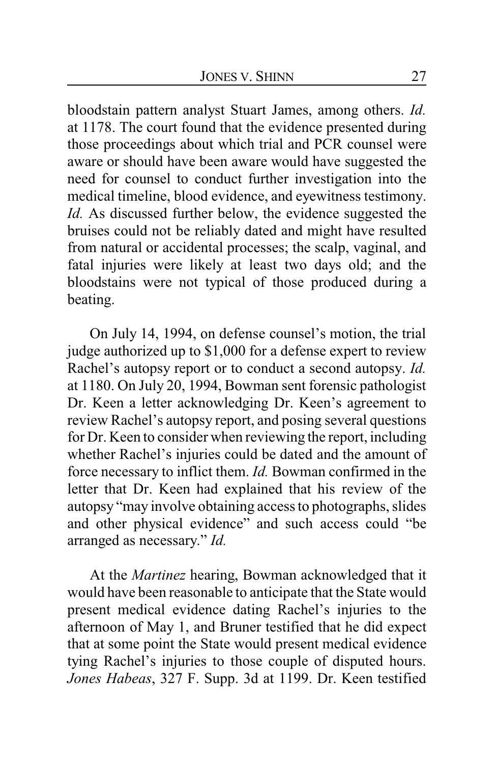bloodstain pattern analyst Stuart James, among others. *Id.* at 1178. The court found that the evidence presented during those proceedings about which trial and PCR counsel were aware or should have been aware would have suggested the need for counsel to conduct further investigation into the medical timeline, blood evidence, and eyewitness testimony. *Id.* As discussed further below, the evidence suggested the bruises could not be reliably dated and might have resulted from natural or accidental processes; the scalp, vaginal, and fatal injuries were likely at least two days old; and the bloodstains were not typical of those produced during a beating.

On July 14, 1994, on defense counsel's motion, the trial judge authorized up to $1,000 for a defense expert to review Rachel's autopsy report or to conduct a second autopsy. *Id.* at 1180. On July 20, 1994, Bowman sent forensic pathologist Dr. Keen a letter acknowledging Dr. Keen's agreement to review Rachel's autopsy report, and posing several questions for Dr. Keen to consider when reviewing the report, including whether Rachel's injuries could be dated and the amount of force necessary to inflict them. *Id.* Bowman confirmed in the letter that Dr. Keen had explained that his review of the autopsy "may involve obtaining access to photographs, slides and other physical evidence" and such access could "be arranged as necessary." *Id.*

At the *Martinez* hearing, Bowman acknowledged that it would have been reasonable to anticipate that the State would present medical evidence dating Rachel's injuries to the afternoon of May 1, and Bruner testified that he did expect that at some point the State would present medical evidence tying Rachel's injuries to those couple of disputed hours. *Jones Habeas*, 327 F. Supp. 3d at 1199. Dr. Keen testified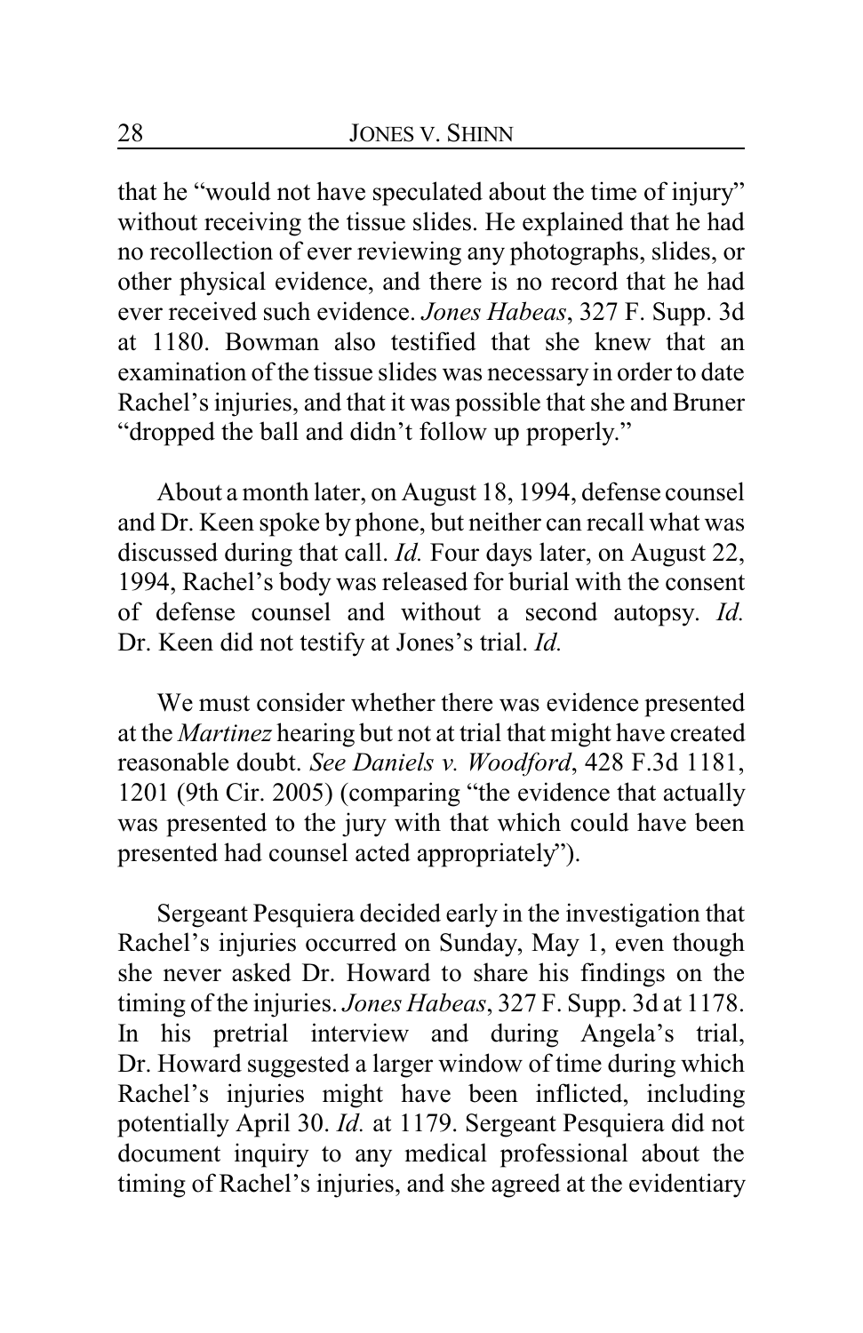that he "would not have speculated about the time of injury" without receiving the tissue slides. He explained that he had no recollection of ever reviewing any photographs, slides, or other physical evidence, and there is no record that he had ever received such evidence. *Jones Habeas*, 327 F. Supp. 3d at 1180. Bowman also testified that she knew that an examination of the tissue slides was necessary in order to date Rachel's injuries, and that it was possible that she and Bruner "dropped the ball and didn't follow up properly."

About a month later, on August 18, 1994, defense counsel and Dr. Keen spoke by phone, but neither can recall what was discussed during that call. *Id.* Four days later, on August 22, 1994, Rachel's body was released for burial with the consent of defense counsel and without a second autopsy. *Id.* Dr. Keen did not testify at Jones's trial. *Id.*

We must consider whether there was evidence presented at the *Martinez* hearing but not at trial that might have created reasonable doubt. *See Daniels v. Woodford*, 428 F.3d 1181, 1201 (9th Cir. 2005) (comparing "the evidence that actually was presented to the jury with that which could have been presented had counsel acted appropriately").

Sergeant Pesquiera decided early in the investigation that Rachel's injuries occurred on Sunday, May 1, even though she never asked Dr. Howard to share his findings on the timing of the injuries. *Jones Habeas*, 327 F. Supp. 3d at 1178. In his pretrial interview and during Angela's trial, Dr. Howard suggested a larger window of time during which Rachel's injuries might have been inflicted, including potentially April 30. *Id.* at 1179. Sergeant Pesquiera did not document inquiry to any medical professional about the timing of Rachel's injuries, and she agreed at the evidentiary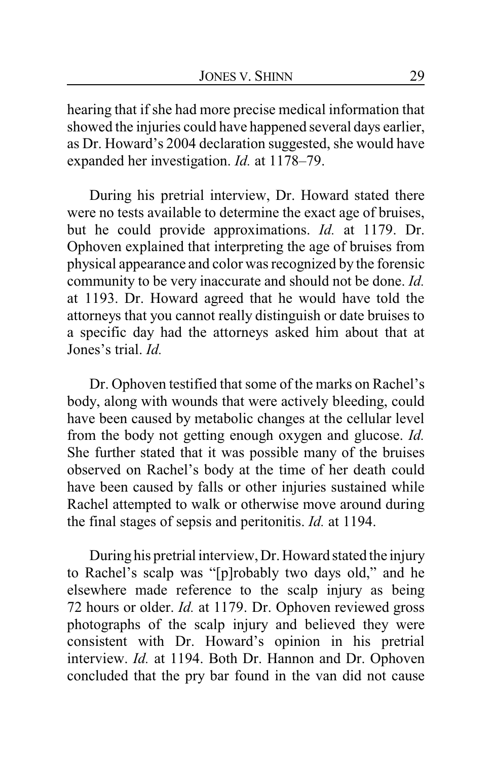hearing that if she had more precise medical information that showed the injuries could have happened several days earlier, as Dr. Howard's 2004 declaration suggested, she would have expanded her investigation. *Id.* at 1178–79.

During his pretrial interview, Dr. Howard stated there were no tests available to determine the exact age of bruises, but he could provide approximations. *Id.* at 1179. Dr. Ophoven explained that interpreting the age of bruises from physical appearance and color was recognized by the forensic community to be very inaccurate and should not be done. *Id.* at 1193. Dr. Howard agreed that he would have told the attorneys that you cannot really distinguish or date bruises to a specific day had the attorneys asked him about that at Jones's trial. *Id.*

Dr. Ophoven testified that some of the marks on Rachel's body, along with wounds that were actively bleeding, could have been caused by metabolic changes at the cellular level from the body not getting enough oxygen and glucose. *Id.* She further stated that it was possible many of the bruises observed on Rachel's body at the time of her death could have been caused by falls or other injuries sustained while Rachel attempted to walk or otherwise move around during the final stages of sepsis and peritonitis. *Id.* at 1194.

During his pretrial interview, Dr. Howard stated the injury to Rachel's scalp was "[p]robably two days old," and he elsewhere made reference to the scalp injury as being 72 hours or older. *Id.* at 1179. Dr. Ophoven reviewed gross photographs of the scalp injury and believed they were consistent with Dr. Howard's opinion in his pretrial interview. *Id.* at 1194. Both Dr. Hannon and Dr. Ophoven concluded that the pry bar found in the van did not cause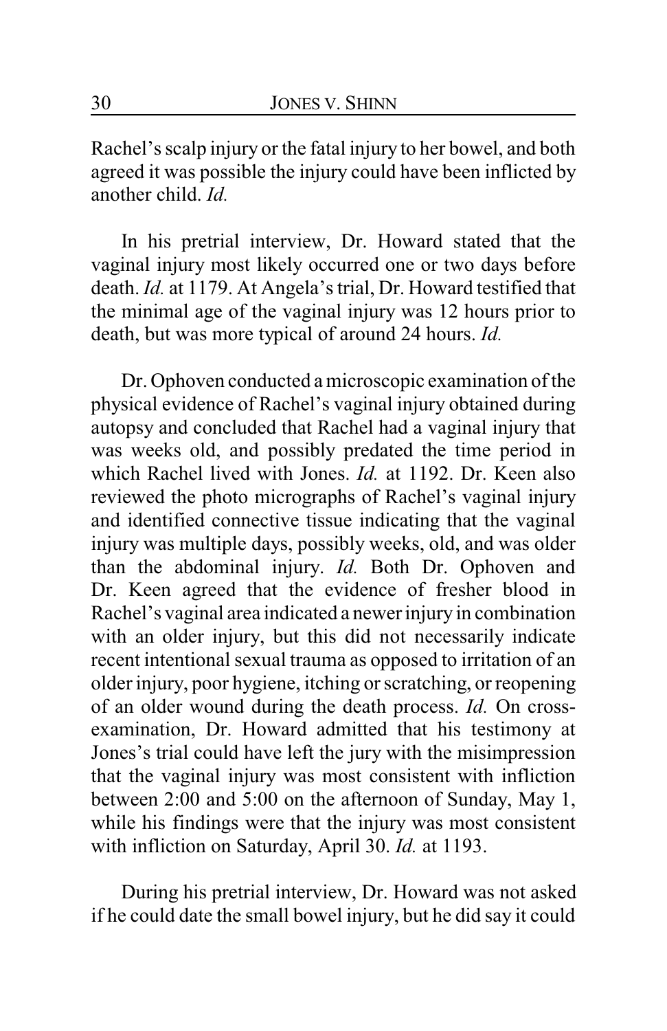Rachel's scalp injury or the fatal injury to her bowel, and both agreed it was possible the injury could have been inflicted by another child. *Id.*

In his pretrial interview, Dr. Howard stated that the vaginal injury most likely occurred one or two days before death. *Id.* at 1179. At Angela's trial, Dr. Howard testified that the minimal age of the vaginal injury was 12 hours prior to death, but was more typical of around 24 hours. *Id.*

Dr. Ophoven conducted a microscopic examination of the physical evidence of Rachel's vaginal injury obtained during autopsy and concluded that Rachel had a vaginal injury that was weeks old, and possibly predated the time period in which Rachel lived with Jones. *Id.* at 1192. Dr. Keen also reviewed the photo micrographs of Rachel's vaginal injury and identified connective tissue indicating that the vaginal injury was multiple days, possibly weeks, old, and was older than the abdominal injury. *Id.* Both Dr. Ophoven and Dr. Keen agreed that the evidence of fresher blood in Rachel's vaginal area indicated a newer injury in combination with an older injury, but this did not necessarily indicate recent intentional sexual trauma as opposed to irritation of an older injury, poor hygiene, itching or scratching, or reopening of an older wound during the death process. *Id.* On cross-examination, Dr. Howard admitted that his testimony at Jones's trial could have left the jury with the misimpression that the vaginal injury was most consistent with infliction between 2:00 and 5:00 on the afternoon of Sunday, May 1, while his findings were that the injury was most consistent with infliction on Saturday, April 30. *Id.* at 1193.

During his pretrial interview, Dr. Howard was not asked if he could date the small bowel injury, but he did say it could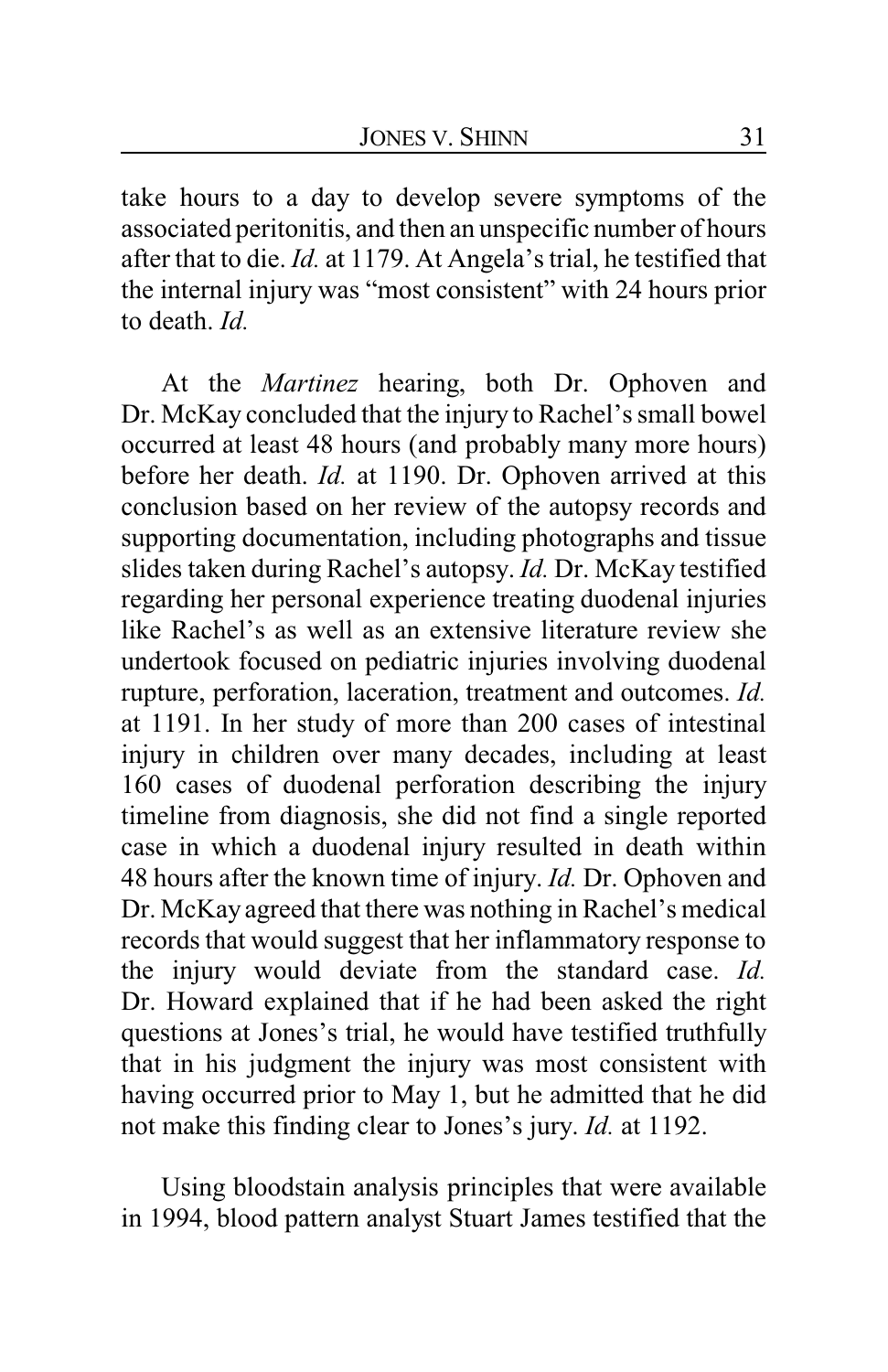take hours to a day to develop severe symptoms of the associated peritonitis, and then an unspecific number of hours after that to die. *Id.* at 1179. At Angela's trial, he testified that the internal injury was "most consistent" with 24 hours prior to death. *Id.*

At the *Martinez* hearing, both Dr. Ophoven and Dr. McKay concluded that the injury to Rachel's small bowel occurred at least 48 hours (and probably many more hours) before her death. *Id.* at 1190. Dr. Ophoven arrived at this conclusion based on her review of the autopsy records and supporting documentation, including photographs and tissue slides taken during Rachel's autopsy. *Id.* Dr. McKay testified regarding her personal experience treating duodenal injuries like Rachel's as well as an extensive literature review she undertook focused on pediatric injuries involving duodenal rupture, perforation, laceration, treatment and outcomes. *Id.* at 1191. In her study of more than 200 cases of intestinal injury in children over many decades, including at least 160 cases of duodenal perforation describing the injury timeline from diagnosis, she did not find a single reported case in which a duodenal injury resulted in death within 48 hours after the known time of injury. *Id.* Dr. Ophoven and Dr. McKay agreed that there was nothing in Rachel's medical records that would suggest that her inflammatory response to the injury would deviate from the standard case. *Id.* Dr. Howard explained that if he had been asked the right questions at Jones's trial, he would have testified truthfully that in his judgment the injury was most consistent with having occurred prior to May 1, but he admitted that he did not make this finding clear to Jones's jury. *Id.* at 1192.

Using bloodstain analysis principles that were available in 1994, blood pattern analyst Stuart James testified that the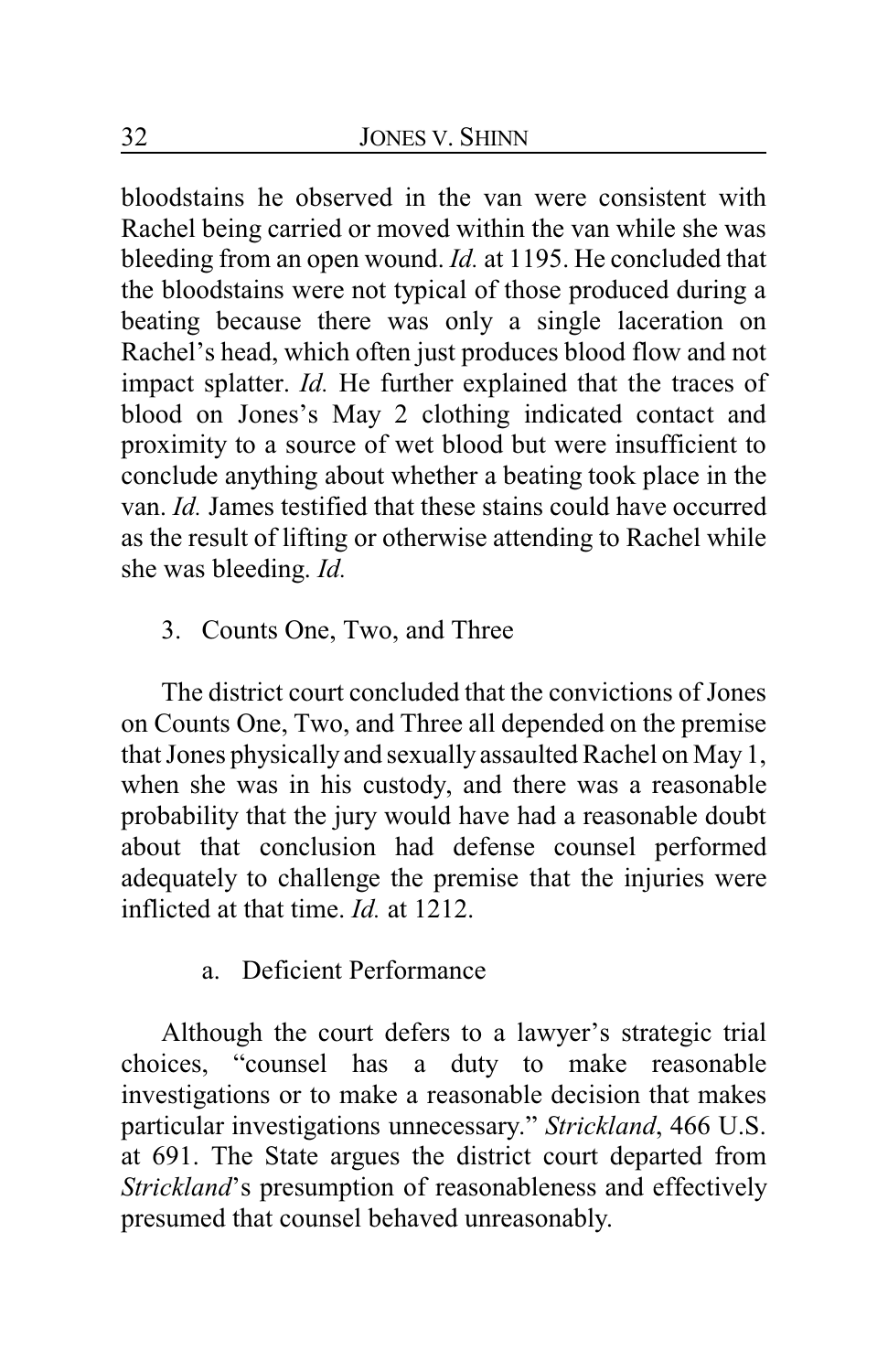bloodstains he observed in the van were consistent with Rachel being carried or moved within the van while she was bleeding from an open wound. *Id.* at 1195. He concluded that the bloodstains were not typical of those produced during a beating because there was only a single laceration on Rachel's head, which often just produces blood flow and not impact splatter. *Id.* He further explained that the traces of blood on Jones's May 2 clothing indicated contact and proximity to a source of wet blood but were insufficient to conclude anything about whether a beating took place in the van. *Id.* James testified that these stains could have occurred as the result of lifting or otherwise attending to Rachel while she was bleeding. *Id.*

### 3. Counts One, Two, and Three

The district court concluded that the convictions of Jones on Counts One, Two, and Three all depended on the premise that Jones physically and sexually assaulted Rachel on May 1, when she was in his custody, and there was a reasonable probability that the jury would have had a reasonable doubt about that conclusion had defense counsel performed adequately to challenge the premise that the injuries were inflicted at that time. *Id.* at 1212.

#### a. Deficient Performance

Although the court defers to a lawyer's strategic trial choices, "counsel has a duty to make reasonable investigations or to make a reasonable decision that makes particular investigations unnecessary." *Strickland*, 466 U.S. at 691. The State argues the district court departed from *Strickland*'s presumption of reasonableness and effectively presumed that counsel behaved unreasonably.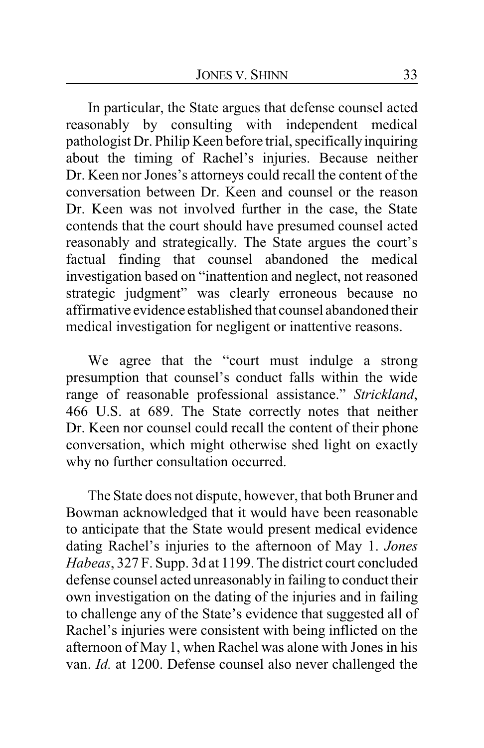In particular, the State argues that defense counsel acted reasonably by consulting with independent medical pathologist Dr. Philip Keen before trial, specifically inquiring about the timing of Rachel's injuries. Because neither Dr. Keen nor Jones's attorneys could recall the content of the conversation between Dr. Keen and counsel or the reason Dr. Keen was not involved further in the case, the State contends that the court should have presumed counsel acted reasonably and strategically. The State argues the court's factual finding that counsel abandoned the medical investigation based on "inattention and neglect, not reasoned strategic judgment" was clearly erroneous because no affirmative evidence established that counsel abandoned their medical investigation for negligent or inattentive reasons.

We agree that the "court must indulge a strong presumption that counsel's conduct falls within the wide range of reasonable professional assistance." *Strickland*, 466 U.S. at 689. The State correctly notes that neither Dr. Keen nor counsel could recall the content of their phone conversation, which might otherwise shed light on exactly why no further consultation occurred.

The State does not dispute, however, that both Bruner and Bowman acknowledged that it would have been reasonable to anticipate that the State would present medical evidence dating Rachel's injuries to the afternoon of May 1. *Jones Habeas*, 327 F. Supp. 3d at 1199. The district court concluded defense counsel acted unreasonably in failing to conduct their own investigation on the dating of the injuries and in failing to challenge any of the State's evidence that suggested all of Rachel's injuries were consistent with being inflicted on the afternoon of May 1, when Rachel was alone with Jones in his van. *Id.* at 1200. Defense counsel also never challenged the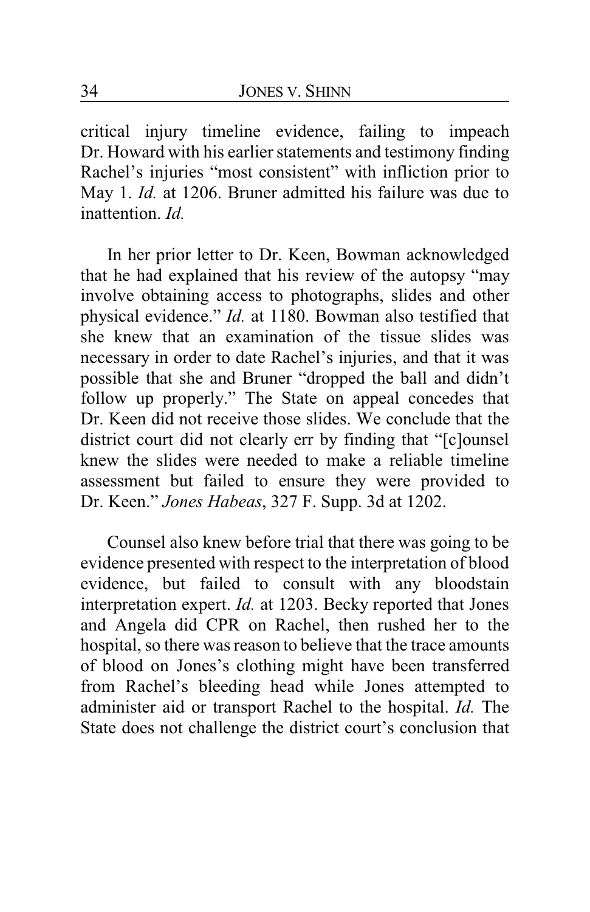critical injury timeline evidence, failing to impeach Dr. Howard with his earlier statements and testimony finding Rachel's injuries "most consistent" with infliction prior to May 1. *Id.* at 1206. Bruner admitted his failure was due to inattention. *Id.*

In her prior letter to Dr. Keen, Bowman acknowledged that he had explained that his review of the autopsy "may involve obtaining access to photographs, slides and other physical evidence." *Id.* at 1180. Bowman also testified that she knew that an examination of the tissue slides was necessary in order to date Rachel's injuries, and that it was possible that she and Bruner "dropped the ball and didn't follow up properly." The State on appeal concedes that Dr. Keen did not receive those slides. We conclude that the district court did not clearly err by finding that "[c]ounsel knew the slides were needed to make a reliable timeline assessment but failed to ensure they were provided to Dr. Keen." *Jones Habeas*, 327 F. Supp. 3d at 1202.

Counsel also knew before trial that there was going to be evidence presented with respect to the interpretation of blood evidence, but failed to consult with any bloodstain interpretation expert. *Id.* at 1203. Becky reported that Jones and Angela did CPR on Rachel, then rushed her to the hospital, so there was reason to believe that the trace amounts of blood on Jones's clothing might have been transferred from Rachel's bleeding head while Jones attempted to administer aid or transport Rachel to the hospital. *Id.* The State does not challenge the district court's conclusion that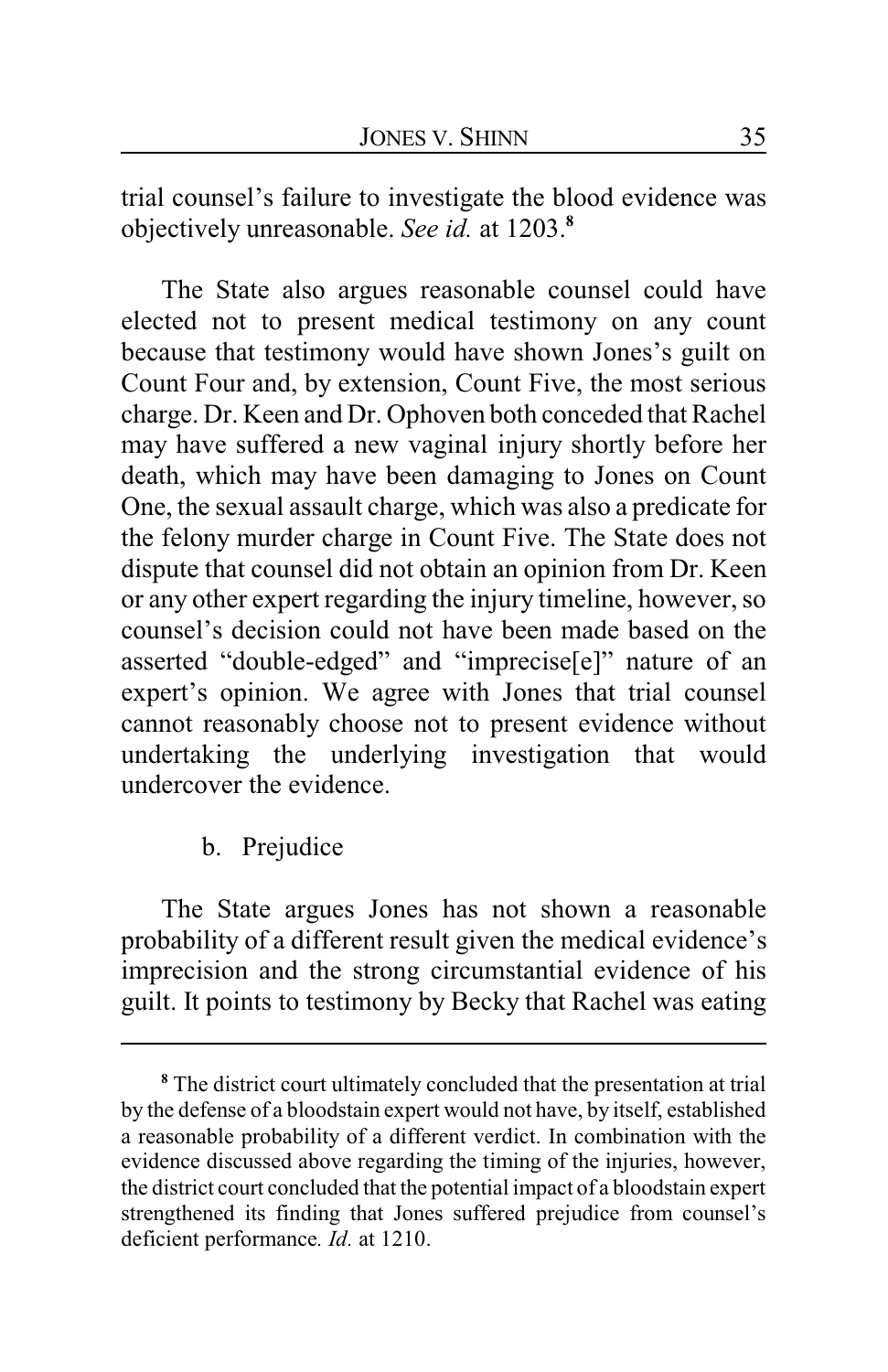trial counsel's failure to investigate the blood evidence was objectively unreasonable. *See id.* at 1203.[8]

The State also argues reasonable counsel could have elected not to present medical testimony on any count because that testimony would have shown Jones's guilt on Count Four and, by extension, Count Five, the most serious charge. Dr. Keen and Dr. Ophoven both conceded that Rachel may have suffered a new vaginal injury shortly before her death, which may have been damaging to Jones on Count One, the sexual assault charge, which was also a predicate for the felony murder charge in Count Five. The State does not dispute that counsel did not obtain an opinion from Dr. Keen or any other expert regarding the injury timeline, however, so counsel's decision could not have been made based on the asserted "double-edged" and "imprecise[e]" nature of an expert's opinion. We agree with Jones that trial counsel cannot reasonably choose not to present evidence without undertaking the underlying investigation that would undercover the evidence.

b. Prejudice

The State argues Jones has not shown a reasonable probability of a different result given the medical evidence's imprecision and the strong circumstantial evidence of his guilt. It points to testimony by Becky that Rachel was eating

[8] The district court ultimately concluded that the presentation at trial by the defense of a bloodstain expert would not have, by itself, established a reasonable probability of a different verdict. In combination with the evidence discussed above regarding the timing of the injuries, however, the district court concluded that the potential impact of a bloodstain expert strengthened its finding that Jones suffered prejudice from counsel's deficient performance. *Id.* at 1210.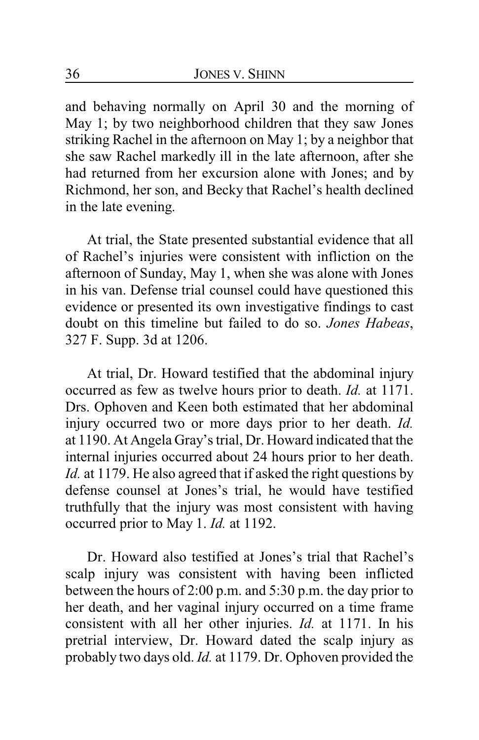and behaving normally on April 30 and the morning of May 1; by two neighborhood children that they saw Jones striking Rachel in the afternoon on May 1; by a neighbor that she saw Rachel markedly ill in the late afternoon, after she had returned from her excursion alone with Jones; and by Richmond, her son, and Becky that Rachel's health declined in the late evening.

At trial, the State presented substantial evidence that all of Rachel's injuries were consistent with infliction on the afternoon of Sunday, May 1, when she was alone with Jones in his van. Defense trial counsel could have questioned this evidence or presented its own investigative findings to cast doubt on this timeline but failed to do so. *Jones Habeas*, 327 F. Supp. 3d at 1206.

At trial, Dr. Howard testified that the abdominal injury occurred as few as twelve hours prior to death. *Id.* at 1171. Drs. Ophoven and Keen both estimated that her abdominal injury occurred two or more days prior to her death. *Id.* at 1190. At Angela Gray's trial, Dr. Howard indicated that the internal injuries occurred about 24 hours prior to her death. *Id.* at 1179. He also agreed that if asked the right questions by defense counsel at Jones's trial, he would have testified truthfully that the injury was most consistent with having occurred prior to May 1. *Id.* at 1192.

Dr. Howard also testified at Jones's trial that Rachel's scalp injury was consistent with having been inflicted between the hours of 2:00 p.m. and 5:30 p.m. the day prior to her death, and her vaginal injury occurred on a time frame consistent with all her other injuries. *Id.* at 1171. In his pretrial interview, Dr. Howard dated the scalp injury as probably two days old. *Id.* at 1179. Dr. Ophoven provided the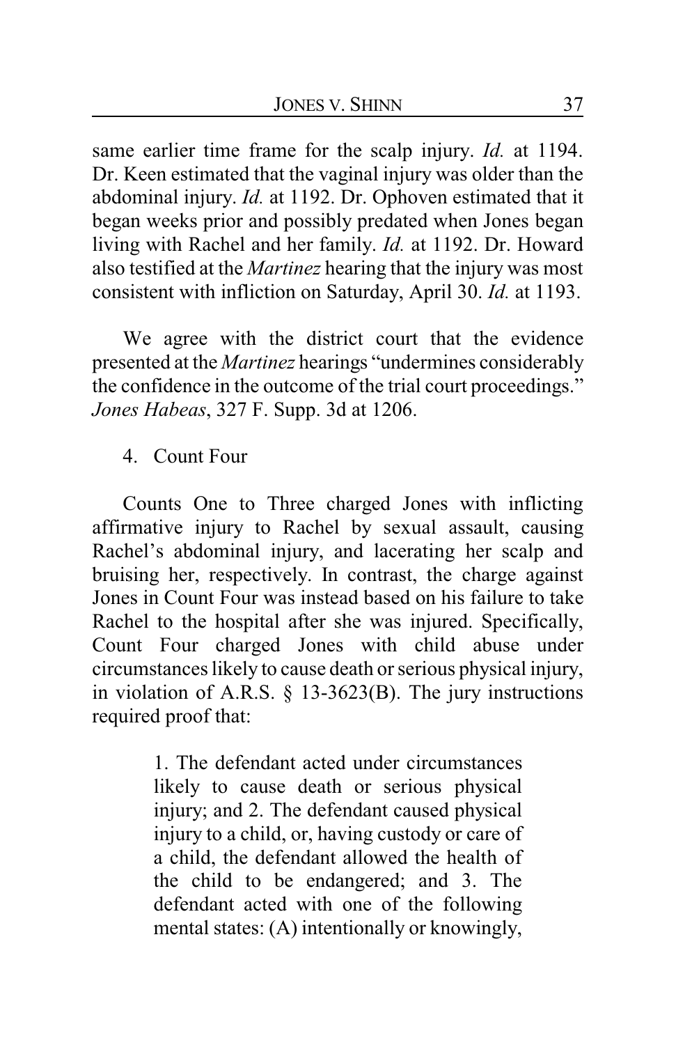same earlier time frame for the scalp injury. *Id.* at 1194. Dr. Keen estimated that the vaginal injury was older than the abdominal injury. *Id.* at 1192. Dr. Ophoven estimated that it began weeks prior and possibly predated when Jones began living with Rachel and her family. *Id.* at 1192. Dr. Howard also testified at the *Martinez* hearing that the injury was most consistent with infliction on Saturday, April 30. *Id.* at 1193.

We agree with the district court that the evidence presented at the *Martinez* hearings "undermines considerably the confidence in the outcome of the trial court proceedings." *Jones Habeas*, 327 F. Supp. 3d at 1206.

4. Count Four

Counts One to Three charged Jones with inflicting affirmative injury to Rachel by sexual assault, causing Rachel's abdominal injury, and lacerating her scalp and bruising her, respectively. In contrast, the charge against Jones in Count Four was instead based on his failure to take Rachel to the hospital after she was injured. Specifically, Count Four charged Jones with child abuse under circumstances likely to cause death or serious physical injury, in violation of A.R.S. § 13-3623(B). The jury instructions required proof that:

> 1. The defendant acted under circumstances likely to cause death or serious physical injury; and 2. The defendant caused physical injury to a child, or, having custody or care of a child, the defendant allowed the health of the child to be endangered; and 3. The defendant acted with one of the following mental states: (A) intentionally or knowingly,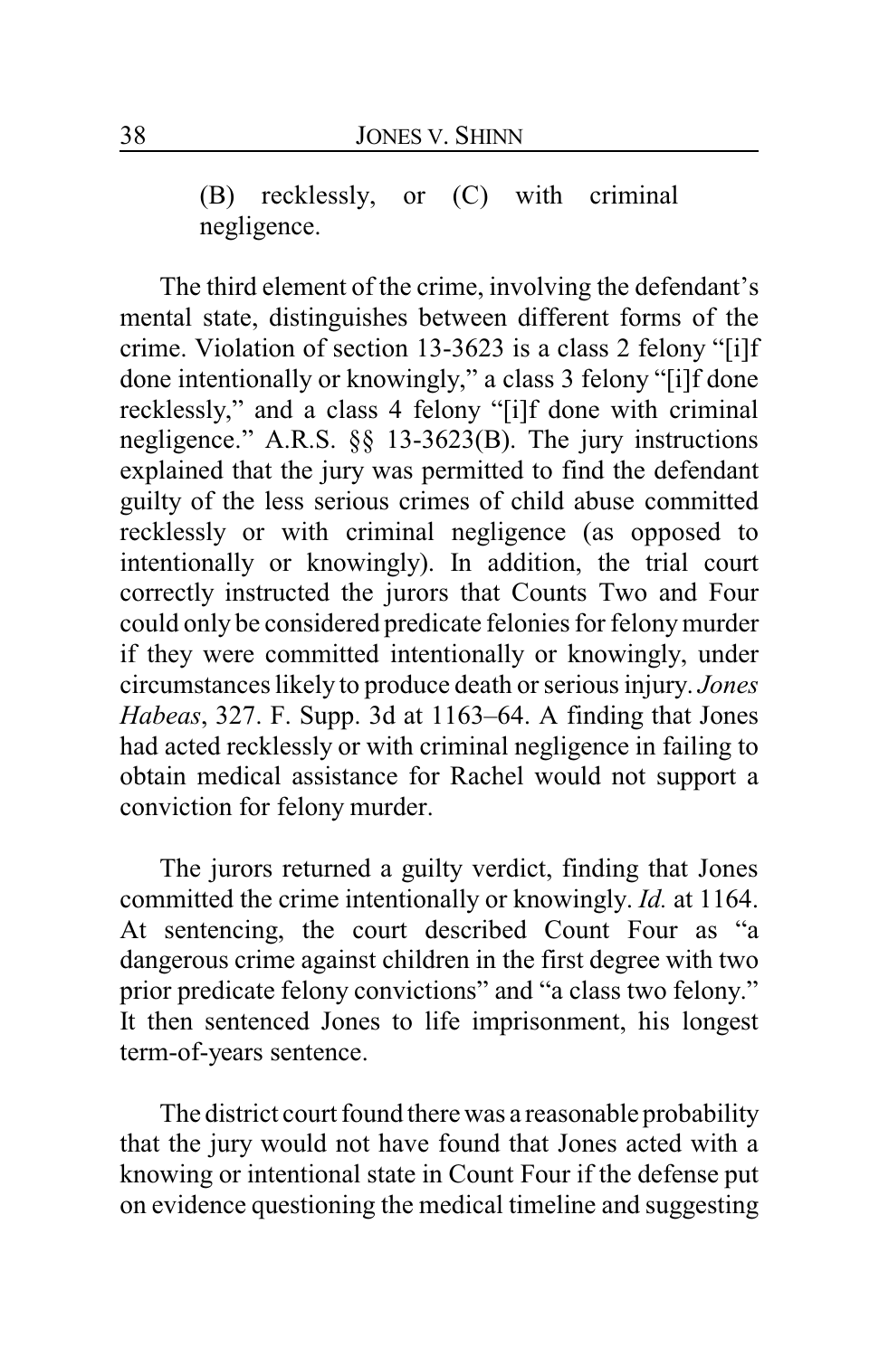> (B) recklessly, or (C) with criminal negligence.

The third element of the crime, involving the defendant's mental state, distinguishes between different forms of the crime. Violation of section 13-3623 is a class 2 felony "[i]f done intentionally or knowingly," a class 3 felony "[i]f done recklessly," and a class 4 felony "[i]f done with criminal negligence." A.R.S. §§ 13-3623(B). The jury instructions explained that the jury was permitted to find the defendant guilty of the less serious crimes of child abuse committed recklessly or with criminal negligence (as opposed to intentionally or knowingly). In addition, the trial court correctly instructed the jurors that Counts Two and Four could only be considered predicate felonies for felony murder if they were committed intentionally or knowingly, under circumstances likely to produce death or serious injury. *Jones Habeas*, 327. F. Supp. 3d at 1163–64. A finding that Jones had acted recklessly or with criminal negligence in failing to obtain medical assistance for Rachel would not support a conviction for felony murder.

The jurors returned a guilty verdict, finding that Jones committed the crime intentionally or knowingly. *Id.* at 1164. At sentencing, the court described Count Four as "a dangerous crime against children in the first degree with two prior predicate felony convictions" and "a class two felony." It then sentenced Jones to life imprisonment, his longest term-of-years sentence.

The district court found there was a reasonable probability that the jury would not have found that Jones acted with a knowing or intentional state in Count Four if the defense put on evidence questioning the medical timeline and suggesting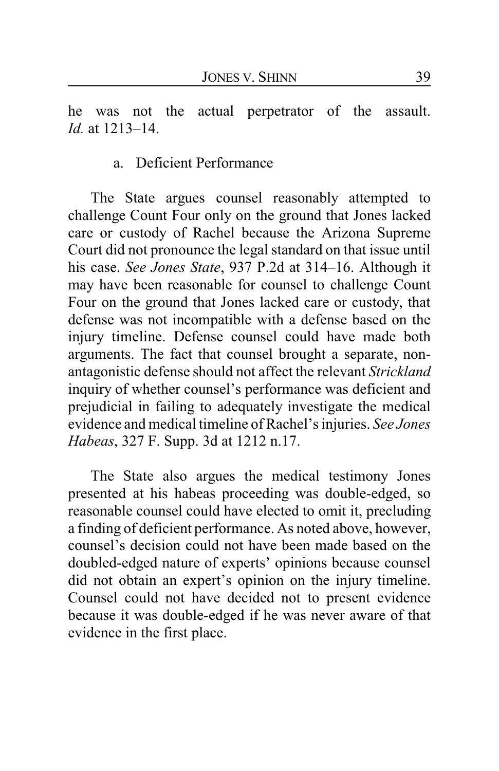he was not the actual perpetrator of the assault. *Id.* at 1213–14.

a. Deficient Performance

The State argues counsel reasonably attempted to challenge Count Four only on the ground that Jones lacked care or custody of Rachel because the Arizona Supreme Court did not pronounce the legal standard on that issue until his case. *See Jones State*, 937 P.2d at 314–16. Although it may have been reasonable for counsel to challenge Count Four on the ground that Jones lacked care or custody, that defense was not incompatible with a defense based on the injury timeline. Defense counsel could have made both arguments. The fact that counsel brought a separate, non-antagonistic defense should not affect the relevant *Strickland* inquiry of whether counsel's performance was deficient and prejudicial in failing to adequately investigate the medical evidence and medical timeline of Rachel's injuries. *See Jones Habeas*, 327 F. Supp. 3d at 1212 n.17.

The State also argues the medical testimony Jones presented at his habeas proceeding was double-edged, so reasonable counsel could have elected to omit it, precluding a finding of deficient performance. As noted above, however, counsel's decision could not have been made based on the doubled-edged nature of experts' opinions because counsel did not obtain an expert's opinion on the injury timeline. Counsel could not have decided not to present evidence because it was double-edged if he was never aware of that evidence in the first place.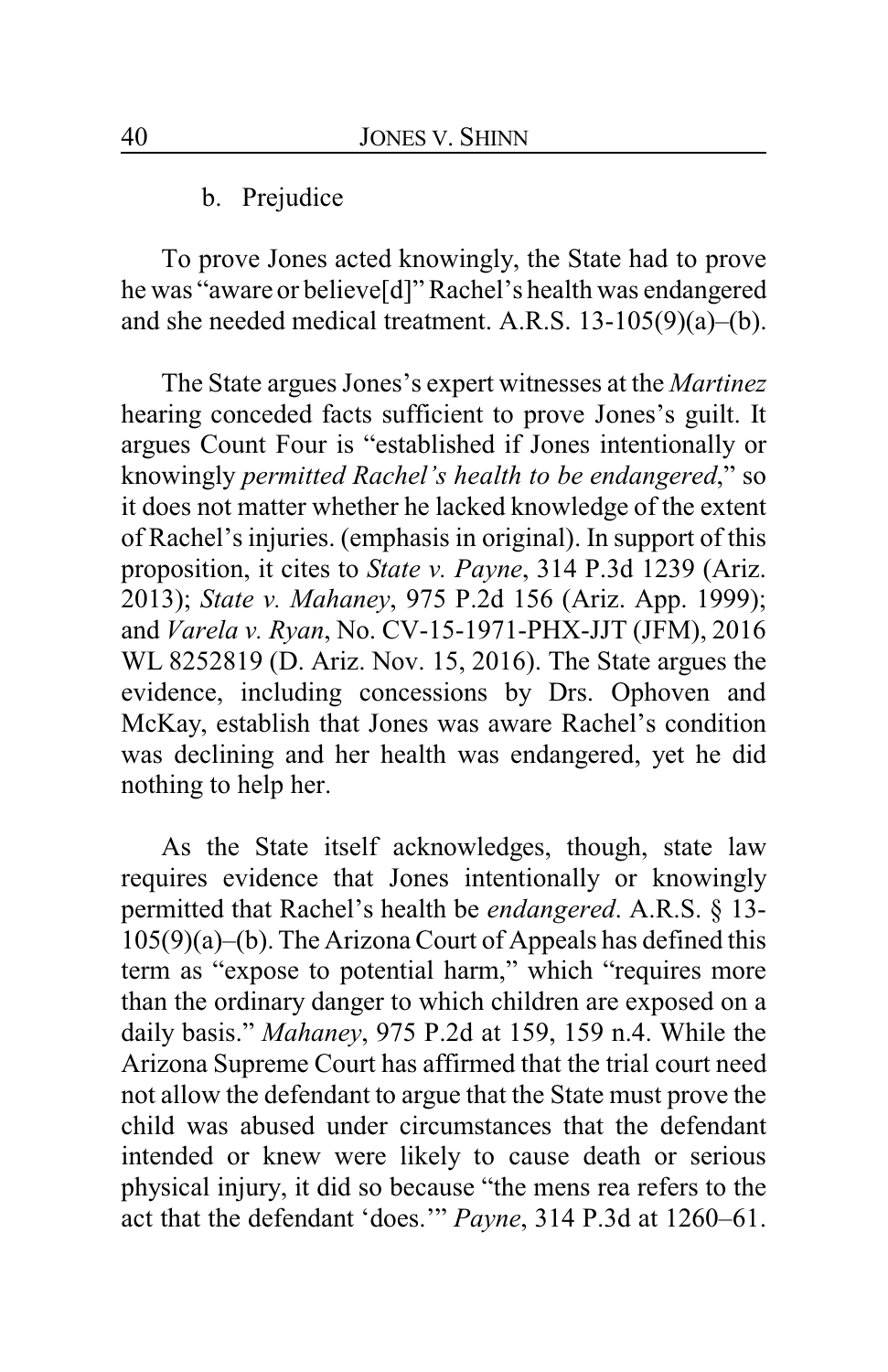b. Prejudice

To prove Jones acted knowingly, the State had to prove he was "aware or believe[d]" Rachel's health was endangered and she needed medical treatment. A.R.S. 13-105(9)(a)–(b).

The State argues Jones's expert witnesses at the *Martinez* hearing conceded facts sufficient to prove Jones's guilt. It argues Count Four is "established if Jones intentionally or knowingly *permitted Rachel's health to be endangered*," so it does not matter whether he lacked knowledge of the extent of Rachel's injuries. (emphasis in original). In support of this proposition, it cites to *State v. Payne*, 314 P.3d 1239 (Ariz. 2013); *State v. Mahaney*, 975 P.2d 156 (Ariz. App. 1999); and *Varela v. Ryan*, No. CV-15-1971-PHX-JJT (JFM), 2016 WL 8252819 (D. Ariz. Nov. 15, 2016). The State argues the evidence, including concessions by Drs. Ophoven and McKay, establish that Jones was aware Rachel's condition was declining and her health was endangered, yet he did nothing to help her.

As the State itself acknowledges, though, state law requires evidence that Jones intentionally or knowingly permitted that Rachel's health be *endangered*. A.R.S. § 13-105(9)(a)–(b). The Arizona Court of Appeals has defined this term as "expose to potential harm," which "requires more than the ordinary danger to which children are exposed on a daily basis." *Mahaney*, 975 P.2d at 159, 159 n.4. While the Arizona Supreme Court has affirmed that the trial court need not allow the defendant to argue that the State must prove the child was abused under circumstances that the defendant intended or knew were likely to cause death or serious physical injury, it did so because "the mens rea refers to the act that the defendant 'does.'" *Payne*, 314 P.3d at 1260–61.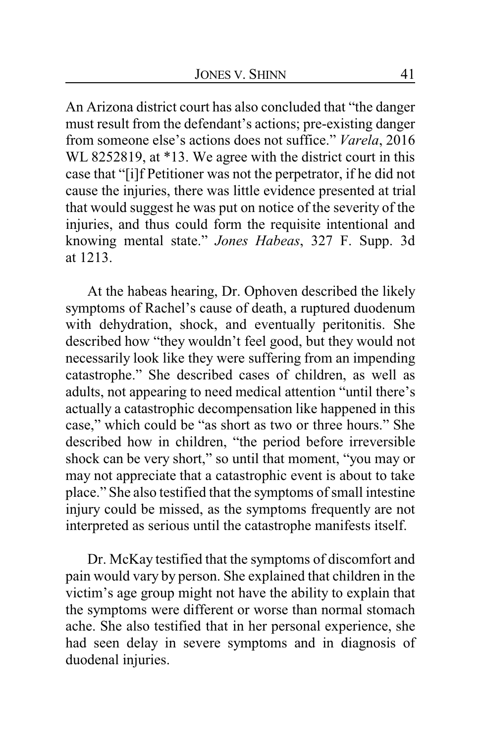An Arizona district court has also concluded that "the danger must result from the defendant's actions; pre-existing danger from someone else's actions does not suffice." *Varela*, 2016 WL 8252819, at *13. We agree with the district court in this case that "[i]f Petitioner was not the perpetrator, if he did not cause the injuries, there was little evidence presented at trial that would suggest he was put on notice of the severity of the injuries, and thus could form the requisite intentional and knowing mental state." *Jones Habeas*, 327 F. Supp. 3d at 1213.

At the habeas hearing, Dr. Ophoven described the likely symptoms of Rachel's cause of death, a ruptured duodenum with dehydration, shock, and eventually peritonitis. She described how "they wouldn't feel good, but they would not necessarily look like they were suffering from an impending catastrophe." She described cases of children, as well as adults, not appearing to need medical attention "until there's actually a catastrophic decompensation like happened in this case," which could be "as short as two or three hours." She described how in children, "the period before irreversible shock can be very short," so until that moment, "you may or may not appreciate that a catastrophic event is about to take place." She also testified that the symptoms of small intestine injury could be missed, as the symptoms frequently are not interpreted as serious until the catastrophe manifests itself.

Dr. McKay testified that the symptoms of discomfort and pain would vary by person. She explained that children in the victim's age group might not have the ability to explain that the symptoms were different or worse than normal stomach ache. She also testified that in her personal experience, she had seen delay in severe symptoms and in diagnosis of duodenal injuries.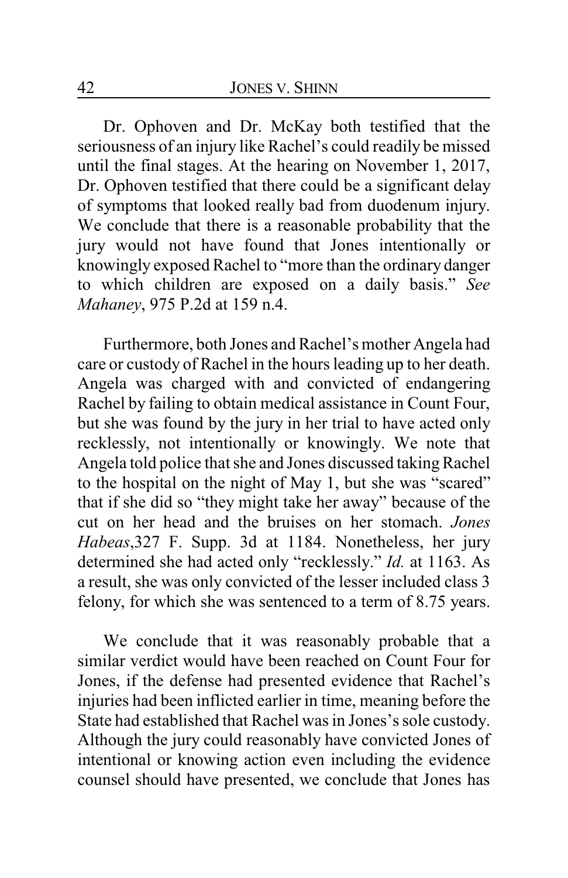Dr. Ophoven and Dr. McKay both testified that the seriousness of an injury like Rachel's could readily be missed until the final stages. At the hearing on November 1, 2017, Dr. Ophoven testified that there could be a significant delay of symptoms that looked really bad from duodenum injury. We conclude that there is a reasonable probability that the jury would not have found that Jones intentionally or knowingly exposed Rachel to "more than the ordinary danger to which children are exposed on a daily basis." *See Mahaney*, 975 P.2d at 159 n.4.

Furthermore, both Jones and Rachel's mother Angela had care or custody of Rachel in the hours leading up to her death. Angela was charged with and convicted of endangering Rachel by failing to obtain medical assistance in Count Four, but she was found by the jury in her trial to have acted only recklessly, not intentionally or knowingly. We note that Angela told police that she and Jones discussed taking Rachel to the hospital on the night of May 1, but she was "scared" that if she did so "they might take her away" because of the cut on her head and the bruises on her stomach. *Jones Habeas*,327 F. Supp. 3d at 1184. Nonetheless, her jury determined she had acted only "recklessly." *Id.* at 1163. As a result, she was only convicted of the lesser included class 3 felony, for which she was sentenced to a term of 8.75 years.

We conclude that it was reasonably probable that a similar verdict would have been reached on Count Four for Jones, if the defense had presented evidence that Rachel's injuries had been inflicted earlier in time, meaning before the State had established that Rachel was in Jones's sole custody. Although the jury could reasonably have convicted Jones of intentional or knowing action even including the evidence counsel should have presented, we conclude that Jones has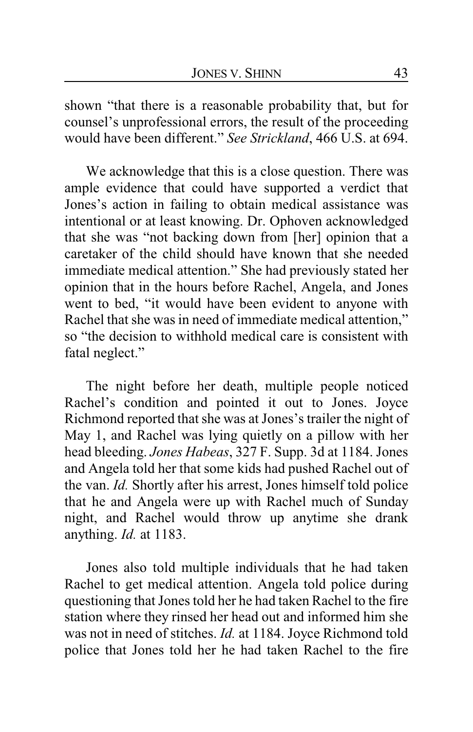shown "that there is a reasonable probability that, but for counsel's unprofessional errors, the result of the proceeding would have been different." *See Strickland*, 466 U.S. at 694.

We acknowledge that this is a close question. There was ample evidence that could have supported a verdict that Jones's action in failing to obtain medical assistance was intentional or at least knowing. Dr. Ophoven acknowledged that she was "not backing down from [her] opinion that a caretaker of the child should have known that she needed immediate medical attention." She had previously stated her opinion that in the hours before Rachel, Angela, and Jones went to bed, "it would have been evident to anyone with Rachel that she was in need of immediate medical attention," so "the decision to withhold medical care is consistent with fatal neglect."

The night before her death, multiple people noticed Rachel's condition and pointed it out to Jones. Joyce Richmond reported that she was at Jones's trailer the night of May 1, and Rachel was lying quietly on a pillow with her head bleeding. *Jones Habeas*, 327 F. Supp. 3d at 1184. Jones and Angela told her that some kids had pushed Rachel out of the van. *Id.* Shortly after his arrest, Jones himself told police that he and Angela were up with Rachel much of Sunday night, and Rachel would throw up anytime she drank anything. *Id.* at 1183.

Jones also told multiple individuals that he had taken Rachel to get medical attention. Angela told police during questioning that Jones told her he had taken Rachel to the fire station where they rinsed her head out and informed him she was not in need of stitches. *Id.* at 1184. Joyce Richmond told police that Jones told her he had taken Rachel to the fire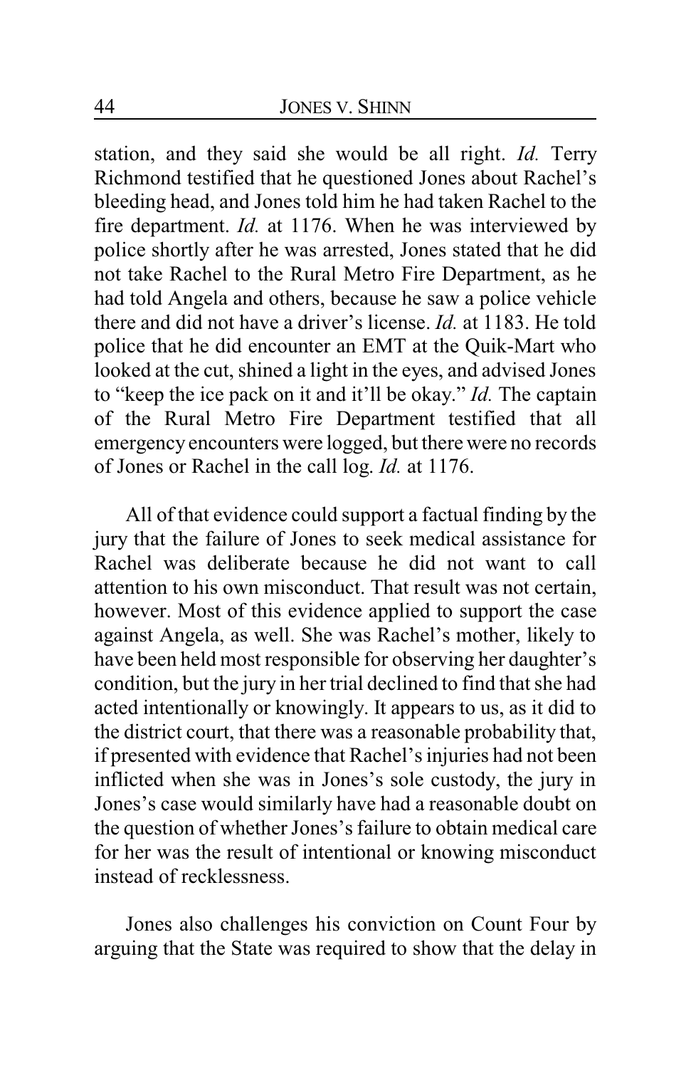station, and they said she would be all right. *Id.* Terry Richmond testified that he questioned Jones about Rachel's bleeding head, and Jones told him he had taken Rachel to the fire department. *Id.* at 1176. When he was interviewed by police shortly after he was arrested, Jones stated that he did not take Rachel to the Rural Metro Fire Department, as he had told Angela and others, because he saw a police vehicle there and did not have a driver's license. *Id.* at 1183. He told police that he did encounter an EMT at the Quik-Mart who looked at the cut, shined a light in the eyes, and advised Jones to "keep the ice pack on it and it'll be okay." *Id.* The captain of the Rural Metro Fire Department testified that all emergency encounters were logged, but there were no records of Jones or Rachel in the call log. *Id.* at 1176.

All of that evidence could support a factual finding by the jury that the failure of Jones to seek medical assistance for Rachel was deliberate because he did not want to call attention to his own misconduct. That result was not certain, however. Most of this evidence applied to support the case against Angela, as well. She was Rachel's mother, likely to have been held most responsible for observing her daughter's condition, but the jury in her trial declined to find that she had acted intentionally or knowingly. It appears to us, as it did to the district court, that there was a reasonable probability that, if presented with evidence that Rachel's injuries had not been inflicted when she was in Jones's sole custody, the jury in Jones's case would similarly have had a reasonable doubt on the question of whether Jones's failure to obtain medical care for her was the result of intentional or knowing misconduct instead of recklessness.

Jones also challenges his conviction on Count Four by arguing that the State was required to show that the delay in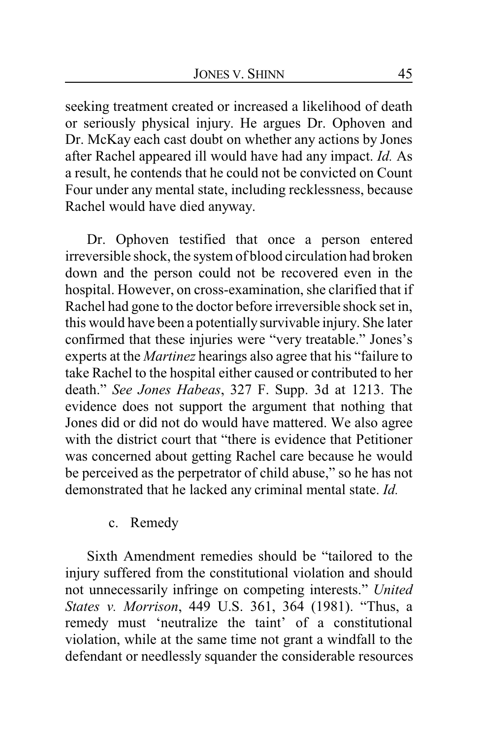seeking treatment created or increased a likelihood of death or seriously physical injury. He argues Dr. Ophoven and Dr. McKay each cast doubt on whether any actions by Jones after Rachel appeared ill would have had any impact. *Id.* As a result, he contends that he could not be convicted on Count Four under any mental state, including recklessness, because Rachel would have died anyway.

Dr. Ophoven testified that once a person entered irreversible shock, the system of blood circulation had broken down and the person could not be recovered even in the hospital. However, on cross-examination, she clarified that if Rachel had gone to the doctor before irreversible shock set in, this would have been a potentially survivable injury. She later confirmed that these injuries were "very treatable." Jones's experts at the *Martinez* hearings also agree that his "failure to take Rachel to the hospital either caused or contributed to her death." *See Jones Habeas*, 327 F. Supp. 3d at 1213. The evidence does not support the argument that nothing that Jones did or did not do would have mattered. We also agree with the district court that "there is evidence that Petitioner was concerned about getting Rachel care because he would be perceived as the perpetrator of child abuse," so he has not demonstrated that he lacked any criminal mental state. *Id.*

c. Remedy

Sixth Amendment remedies should be "tailored to the injury suffered from the constitutional violation and should not unnecessarily infringe on competing interests." *United States v. Morrison*, 449 U.S. 361, 364 (1981). "Thus, a remedy must 'neutralize the taint' of a constitutional violation, while at the same time not grant a windfall to the defendant or needlessly squander the considerable resources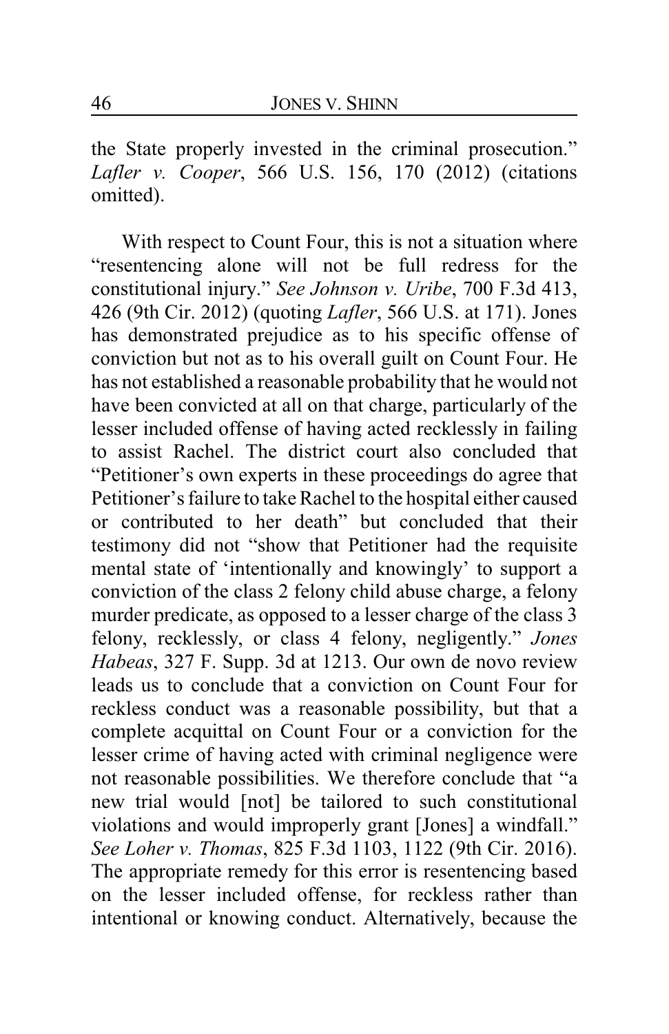the State properly invested in the criminal prosecution." *Lafler v. Cooper*, 566 U.S. 156, 170 (2012) (citations omitted).

With respect to Count Four, this is not a situation where "resentencing alone will not be full redress for the constitutional injury." *See Johnson v. Uribe*, 700 F.3d 413, 426 (9th Cir. 2012) (quoting *Lafler*, 566 U.S. at 171). Jones has demonstrated prejudice as to his specific offense of conviction but not as to his overall guilt on Count Four. He has not established a reasonable probability that he would not have been convicted at all on that charge, particularly of the lesser included offense of having acted recklessly in failing to assist Rachel. The district court also concluded that "Petitioner's own experts in these proceedings do agree that Petitioner's failure to take Rachel to the hospital either caused or contributed to her death" but concluded that their testimony did not "show that Petitioner had the requisite mental state of 'intentionally and knowingly' to support a conviction of the class 2 felony child abuse charge, a felony murder predicate, as opposed to a lesser charge of the class 3 felony, recklessly, or class 4 felony, negligently." *Jones Habeas*, 327 F. Supp. 3d at 1213. Our own de novo review leads us to conclude that a conviction on Count Four for reckless conduct was a reasonable possibility, but that a complete acquittal on Count Four or a conviction for the lesser crime of having acted with criminal negligence were not reasonable possibilities. We therefore conclude that "a new trial would [not] be tailored to such constitutional violations and would improperly grant [Jones] a windfall." *See Loher v. Thomas*, 825 F.3d 1103, 1122 (9th Cir. 2016). The appropriate remedy for this error is resentencing based on the lesser included offense, for reckless rather than intentional or knowing conduct. Alternatively, because the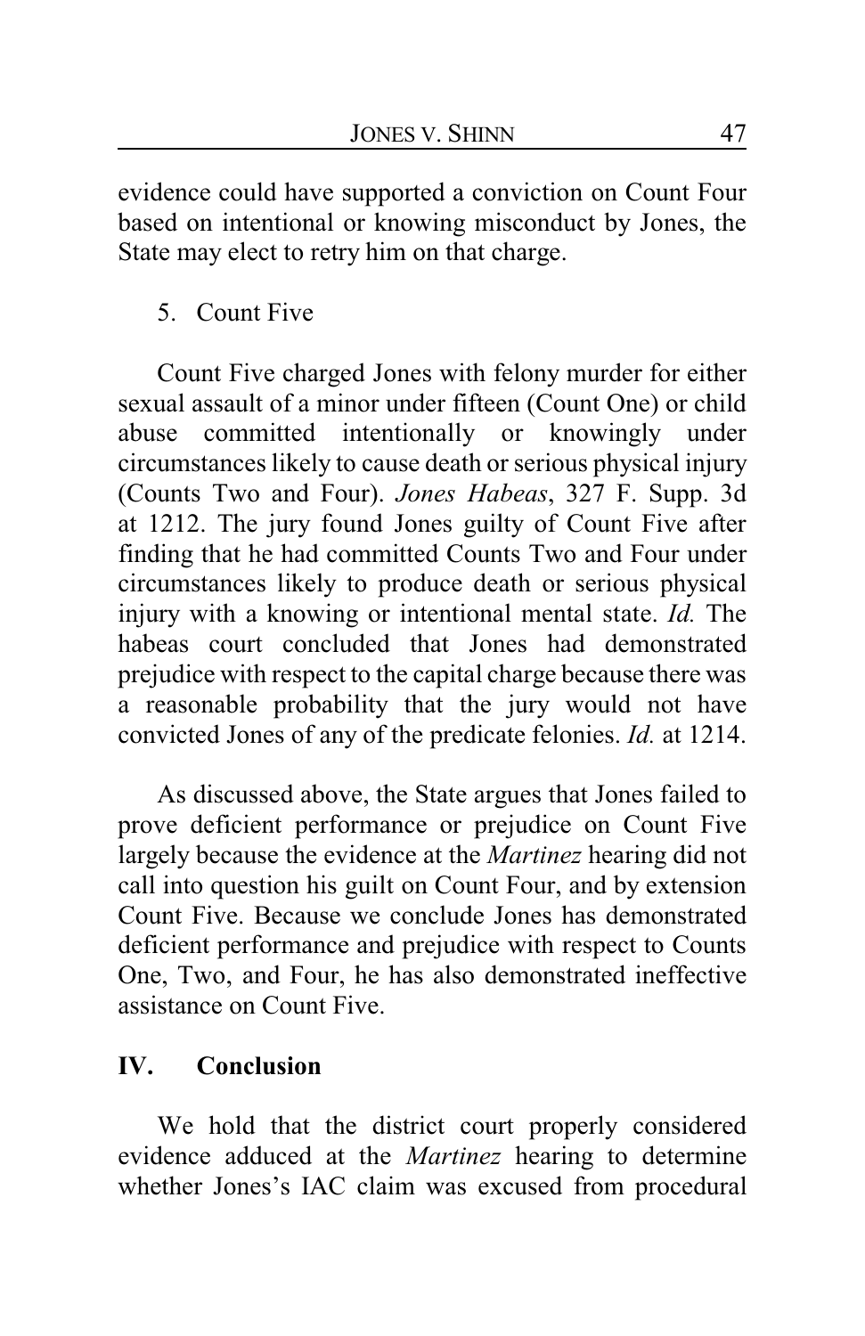evidence could have supported a conviction on Count Four based on intentional or knowing misconduct by Jones, the State may elect to retry him on that charge.

5. Count Five

Count Five charged Jones with felony murder for either sexual assault of a minor under fifteen (Count One) or child abuse committed intentionally or knowingly under circumstances likely to cause death or serious physical injury (Counts Two and Four). *Jones Habeas*, 327 F. Supp. 3d at 1212. The jury found Jones guilty of Count Five after finding that he had committed Counts Two and Four under circumstances likely to produce death or serious physical injury with a knowing or intentional mental state. *Id.* The habeas court concluded that Jones had demonstrated prejudice with respect to the capital charge because there was a reasonable probability that the jury would not have convicted Jones of any of the predicate felonies. *Id.* at 1214.

As discussed above, the State argues that Jones failed to prove deficient performance or prejudice on Count Five largely because the evidence at the *Martinez* hearing did not call into question his guilt on Count Four, and by extension Count Five. Because we conclude Jones has demonstrated deficient performance and prejudice with respect to Counts One, Two, and Four, he has also demonstrated ineffective assistance on Count Five.

## IV. Conclusion

We hold that the district court properly considered evidence adduced at the *Martinez* hearing to determine whether Jones's IAC claim was excused from procedural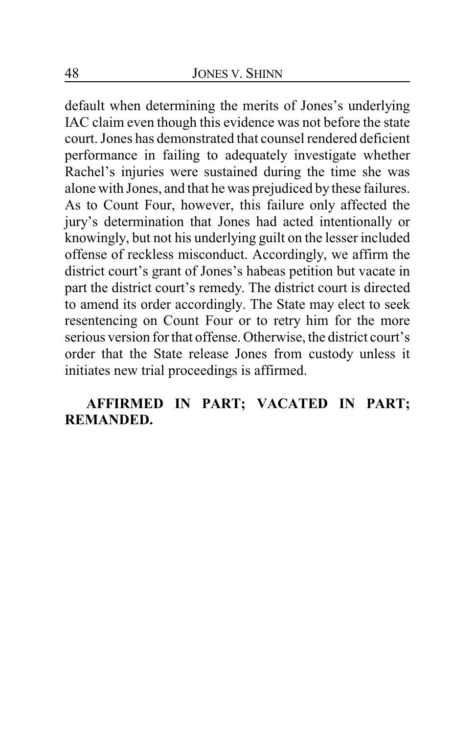default when determining the merits of Jones's underlying IAC claim even though this evidence was not before the state court. Jones has demonstrated that counsel rendered deficient performance in failing to adequately investigate whether Rachel's injuries were sustained during the time she was alone with Jones, and that he was prejudiced by these failures. As to Count Four, however, this failure only affected the jury's determination that Jones had acted intentionally or knowingly, but not his underlying guilt on the lesser included offense of reckless misconduct. Accordingly, we affirm the district court's grant of Jones's habeas petition but vacate in part the district court's remedy. The district court is directed to amend its order accordingly. The State may elect to seek resentencing on Count Four or to retry him for the more serious version for that offense. Otherwise, the district court's order that the State release Jones from custody unless it initiates new trial proceedings is affirmed.

**AFFIRMED IN PART; VACATED IN PART; REMANDED.**